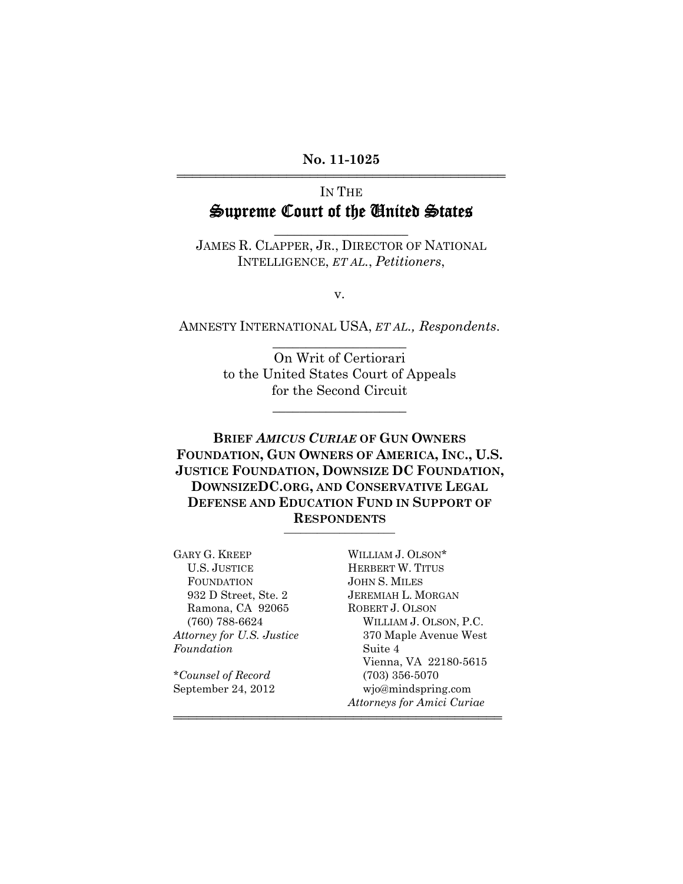No. 11-1025

IN THE

# Supreme Court of the United States

JAMES R. CLAPPER, JR., DIRECTOR OF NATIONAL INTELLIGENCE, *ET AL.*, *Petitioners*,

v.

AMNESTY INTERNATIONAL USA, *ET AL.*, *Respondents*.

On Writ of Certiorari to the United States Court of Appeals for the Second Circuit

**BRIEF *AMICUS CURIAE* OF GUN OWNERS FOUNDATION, GUN OWNERS OF AMERICA, INC., U.S. JUSTICE FOUNDATION, DOWNSIZE DC FOUNDATION, DOWNSIZEDC.ORG, AND CONSERVATIVE LEGAL DEFENSE AND EDUCATION FUND IN SUPPORT OF RESPONDENTS**

GARY G. KREEP
U.S. JUSTICE FOUNDATION
932 D Street, Ste. 2
Ramona, CA 92065
(760) 788-6624
*Attorney for U.S. Justice Foundation*

WILLIAM J. OLSON*
HERBERT W. TITUS
JOHN S. MILES
JEREMIAH L. MORGAN
ROBERT J. OLSON
WILLIAM J. OLSON, P.C.
370 Maple Avenue West
Suite 4
Vienna, VA 22180-5615
(703) 356-5070
wjo@mindspring.com
*Attorneys for Amici Curiae*

*\*Counsel of Record*
September 24, 2012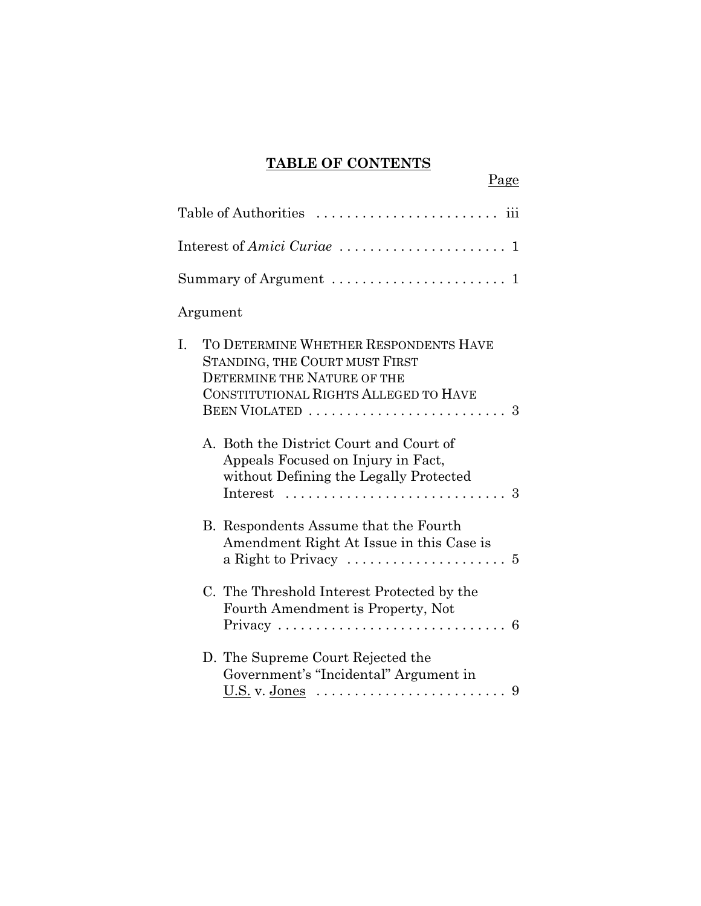## TABLE OF CONTENTS

Page

Table of Authorities . . . . . . . . . . . . . . . . . . . . . . . . iii

Interest of *Amici Curiae* . . . . . . . . . . . . . . . . . . . . . . 1

Summary of Argument . . . . . . . . . . . . . . . . . . . . . . . 1

Argument

I. TO DETERMINE WHETHER RESPONDENTS HAVE STANDING, THE COURT MUST FIRST DETERMINE THE NATURE OF THE CONSTITUTIONAL RIGHTS ALLEGED TO HAVE BEEN VIOLATED . . . . . . . . . . . . . . . . . . . . . . . . . . 3

   A. Both the District Court and Court of Appeals Focused on Injury in Fact, without Defining the Legally Protected Interest . . . . . . . . . . . . . . . . . . . . . . . . . . . . 3

   B. Respondents Assume that the Fourth Amendment Right At Issue in this Case is a Right to Privacy . . . . . . . . . . . . . . . . . . . . . 5

   C. The Threshold Interest Protected by the Fourth Amendment is Property, Not Privacy . . . . . . . . . . . . . . . . . . . . . . . . . . . . . . 6

   D. The Supreme Court Rejected the Government's "Incidental" Argument in U.S. v. Jones . . . . . . . . . . . . . . . . . . . . . . . . . 9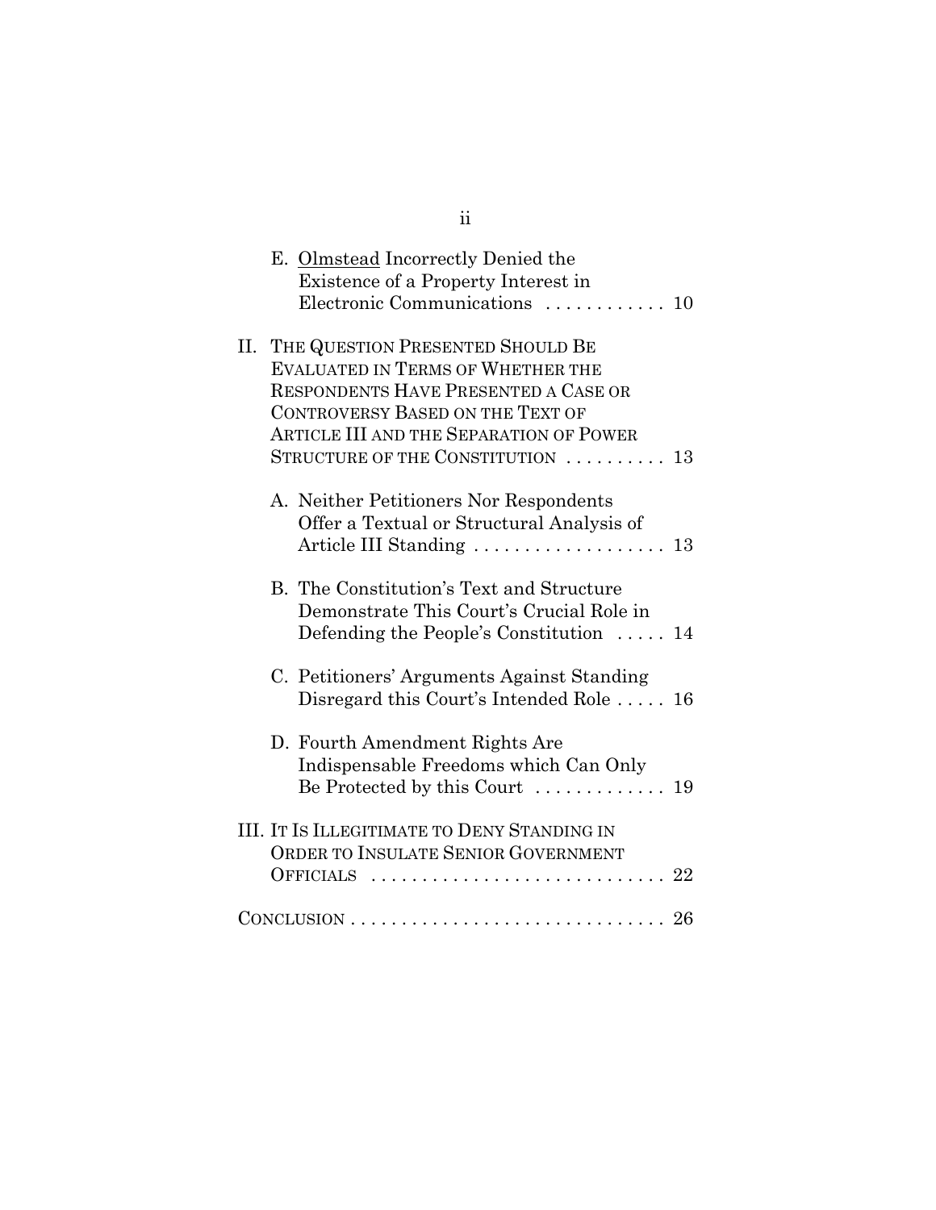E. Olmstead Incorrectly Denied the Existence of a Property Interest in Electronic Communications . . . . . . . . . . . . 10

II. THE QUESTION PRESENTED SHOULD BE EVALUATED IN TERMS OF WHETHER THE RESPONDENTS HAVE PRESENTED A CASE OR CONTROVERSY BASED ON THE TEXT OF ARTICLE III AND THE SEPARATION OF POWER STRUCTURE OF THE CONSTITUTION . . . . . . . . . . 13

A. Neither Petitioners Nor Respondents Offer a Textual or Structural Analysis of Article III Standing . . . . . . . . . . . . . . . . . . . 13

B. The Constitution's Text and Structure Demonstrate This Court's Crucial Role in Defending the People's Constitution . . . . . 14

C. Petitioners' Arguments Against Standing Disregard this Court's Intended Role . . . . . 16

D. Fourth Amendment Rights Are Indispensable Freedoms which Can Only Be Protected by this Court . . . . . . . . . . . . . 19

III. IT IS ILLEGITIMATE TO DENY STANDING IN ORDER TO INSULATE SENIOR GOVERNMENT OFFICIALS . . . . . . . . . . . . . . . . . . . . . . . . . . . . . . 22

CONCLUSION . . . . . . . . . . . . . . . . . . . . . . . . . . . . . . . 26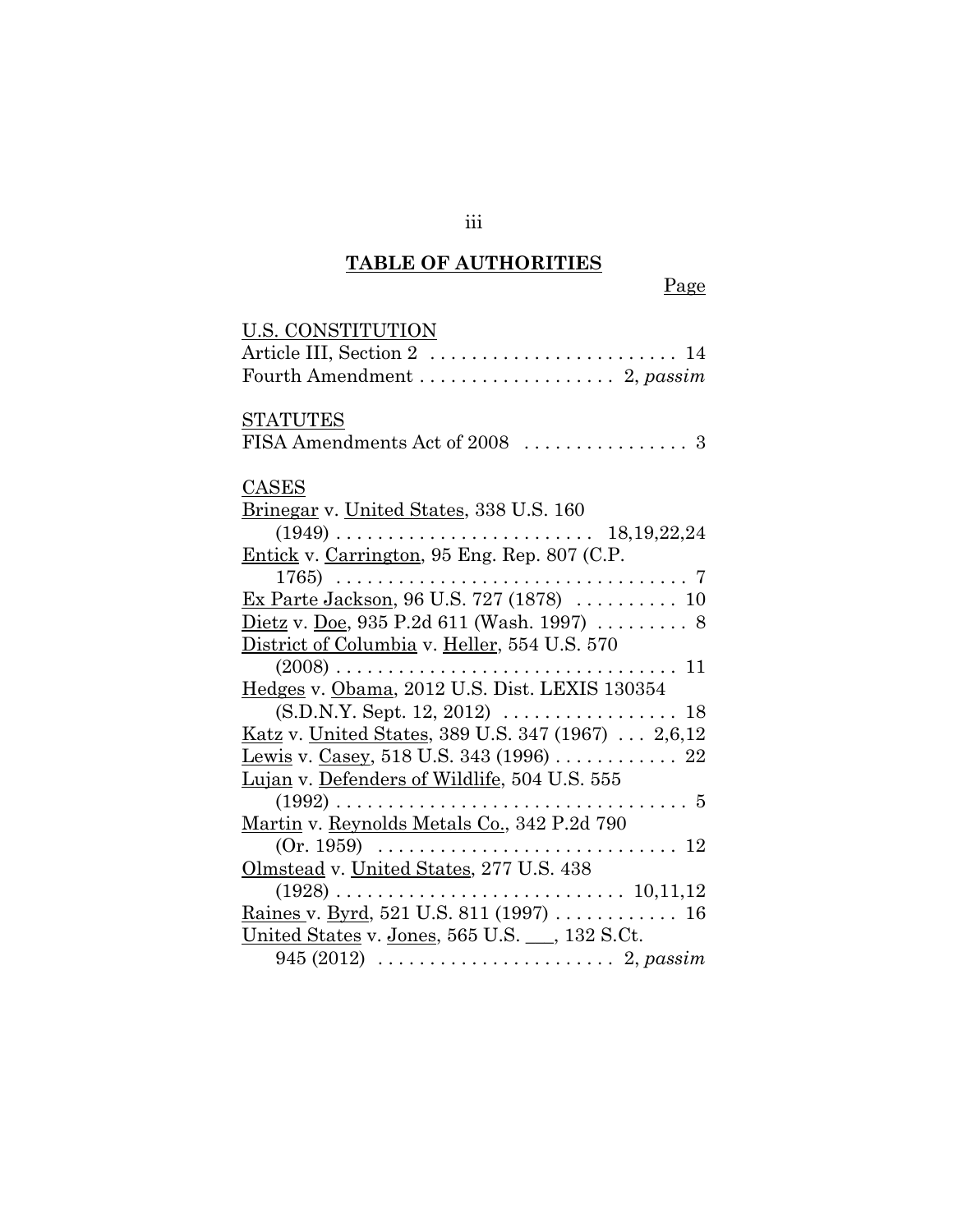# TABLE OF AUTHORITIES

Page

U.S. CONSTITUTION

Article III, Section 2 . . . . . . . . . . . . . . . . . . . . . . . . 14
Fourth Amendment . . . . . . . . . . . . . . . . . . 2, *passim*

STATUTES

FISA Amendments Act of 2008 . . . . . . . . . . . . . . . . 3

CASES

Brinegar v. United States, 338 U.S. 160 (1949) . . . . . . . . . . . . . . . . . . . . . . . . 18,19,22,24
Entick v. Carrington, 95 Eng. Rep. 807 (C.P. 1765) . . . . . . . . . . . . . . . . . . . . . . . . . . . . . . . . . 7
Ex Parte Jackson, 96 U.S. 727 (1878) . . . . . . . . . . 10
Dietz v. Doe, 935 P.2d 611 (Wash. 1997) . . . . . . . . . 8
District of Columbia v. Heller, 554 U.S. 570 (2008) . . . . . . . . . . . . . . . . . . . . . . . . . . . . . . . . 11
Hedges v. Obama, 2012 U.S. Dist. LEXIS 130354 (S.D.N.Y. Sept. 12, 2012) . . . . . . . . . . . . . . . . . 18
Katz v. United States, 389 U.S. 347 (1967) . . . 2,6,12
Lewis v. Casey, 518 U.S. 343 (1996) . . . . . . . . . . . . 22
Lujan v. Defenders of Wildlife, 504 U.S. 555 (1992) . . . . . . . . . . . . . . . . . . . . . . . . . . . . . . . . . 5
Martin v. Reynolds Metals Co., 342 P.2d 790 (Or. 1959) . . . . . . . . . . . . . . . . . . . . . . . . . . . . . 12
Olmstead v. United States, 277 U.S. 438 (1928) . . . . . . . . . . . . . . . . . . . . . . . . . . . 10,11,12
Raines v. Byrd, 521 U.S. 811 (1997) . . . . . . . . . . . . 16
United States v. Jones, 565 U.S. ___, 132 S.Ct. 945 (2012) . . . . . . . . . . . . . . . . . . . . . . . 2, *passim*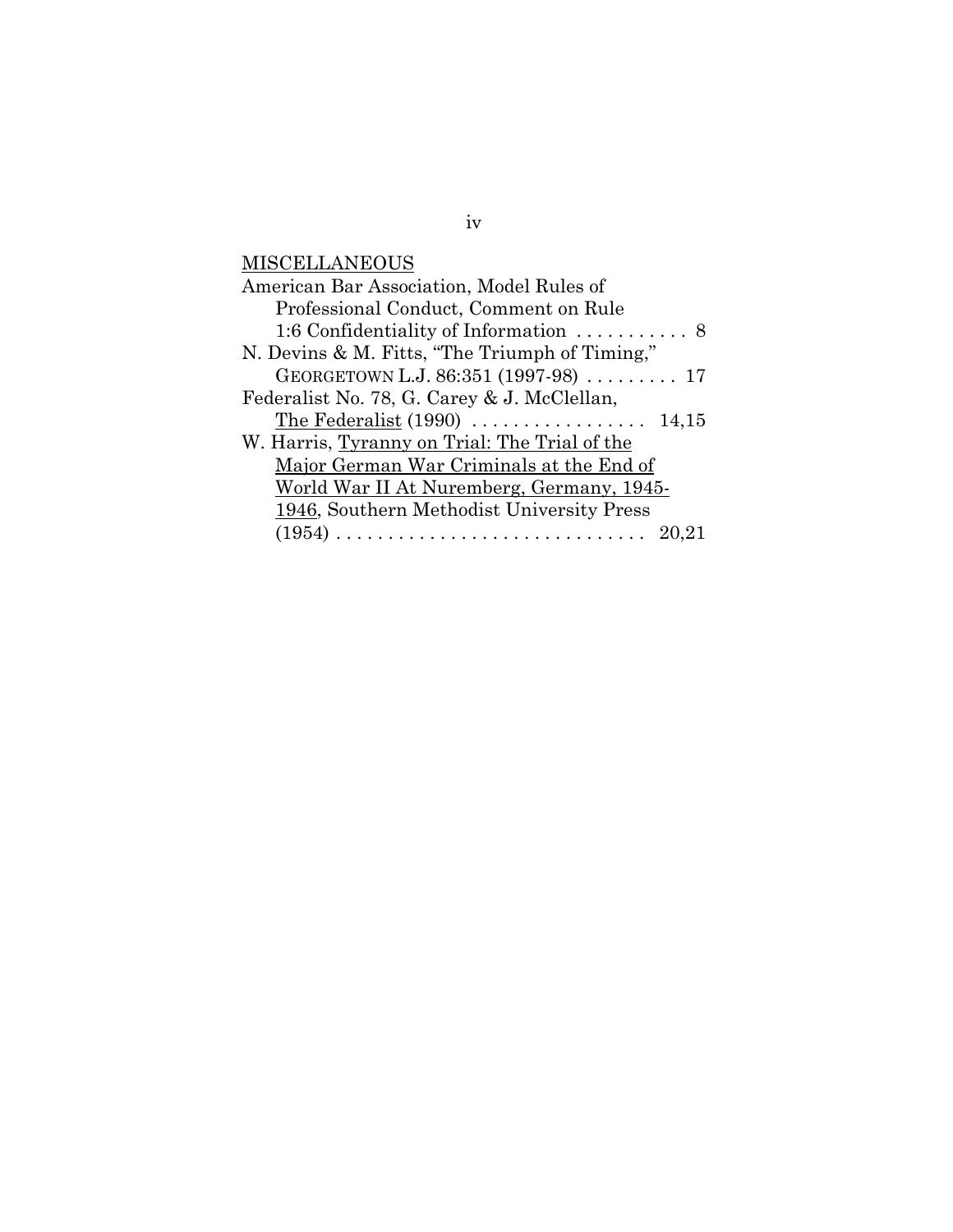MISCELLANEOUS

American Bar Association, Model Rules of Professional Conduct, Comment on Rule 1:6 Confidentiality of Information . . . . . . . . . . . 8

N. Devins & M. Fitts, "The Triumph of Timing," GEORGETOWN L.J. 86:351 (1997-98) . . . . . . . . . 17

Federalist No. 78, G. Carey & J. McClellan, The Federalist (1990) . . . . . . . . . . . . . . . . . 14,15

W. Harris, Tyranny on Trial: The Trial of the Major German War Criminals at the End of World War II At Nuremberg, Germany, 1945-1946, Southern Methodist University Press (1954) . . . . . . . . . . . . . . . . . . . . . . . . . . . . . 20,21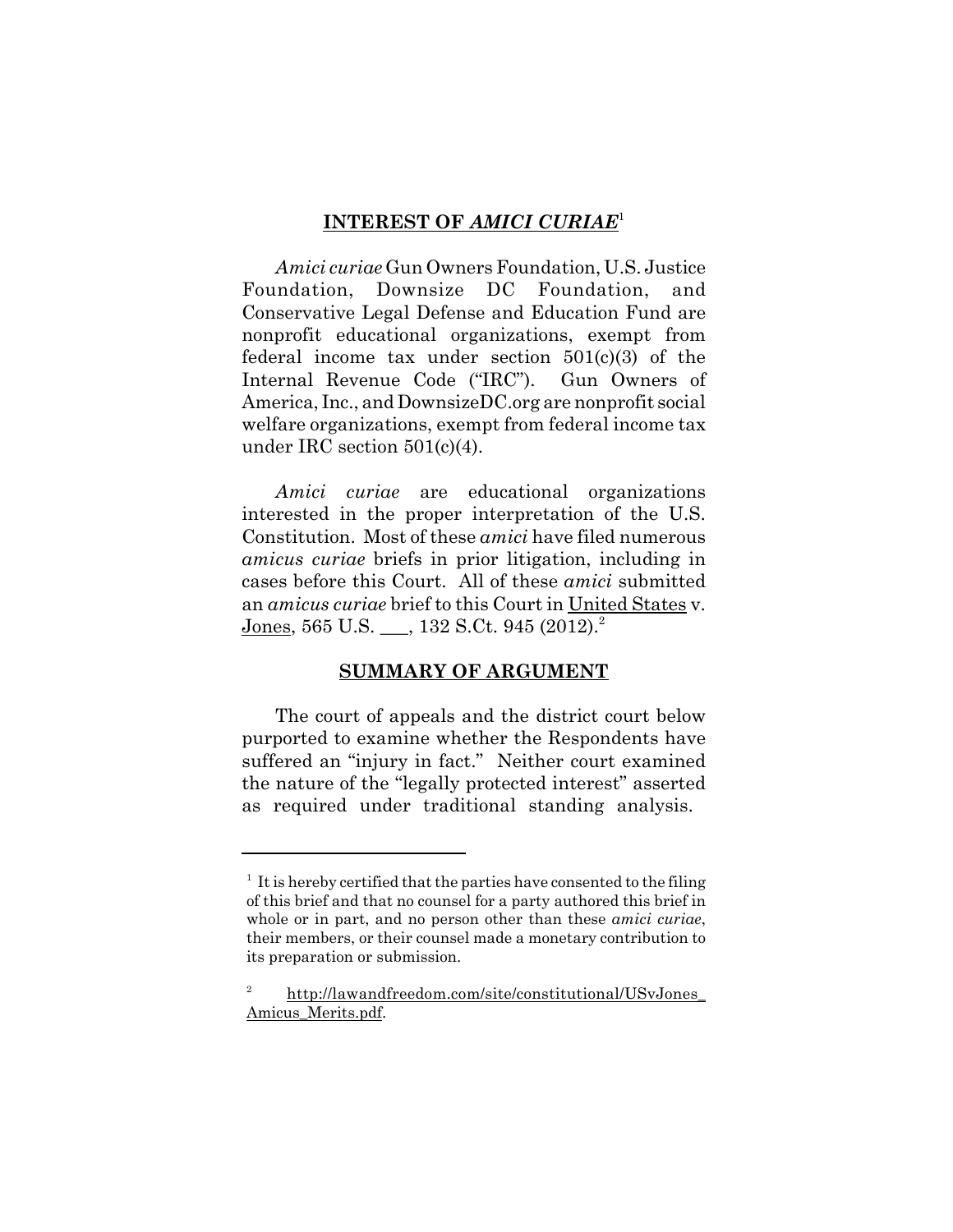## INTEREST OF *AMICI CURIAE*[1]

*Amici curiae* Gun Owners Foundation, U.S. Justice Foundation, Downsize DC Foundation, and Conservative Legal Defense and Education Fund are nonprofit educational organizations, exempt from federal income tax under section 501(c)(3) of the Internal Revenue Code ("IRC"). Gun Owners of America, Inc., and DownsizeDC.org are nonprofit social welfare organizations, exempt from federal income tax under IRC section 501(c)(4).

*Amici curiae* are educational organizations interested in the proper interpretation of the U.S. Constitution. Most of these *amici* have filed numerous *amicus curiae* briefs in prior litigation, including in cases before this Court. All of these *amici* submitted an *amicus curiae* brief to this Court in United States v. Jones, 565 U.S. ___, 132 S.Ct. 945 (2012).[2]

## SUMMARY OF ARGUMENT

The court of appeals and the district court below purported to examine whether the Respondents have suffered an "injury in fact." Neither court examined the nature of the "legally protected interest" asserted as required under traditional standing analysis.

---

[1] It is hereby certified that the parties have consented to the filing of this brief and that no counsel for a party authored this brief in whole or in part, and no person other than these *amici curiae*, their members, or their counsel made a monetary contribution to its preparation or submission.

[2] http://lawandfreedom.com/site/constitutional/USvJones_Amicus_Merits.pdf.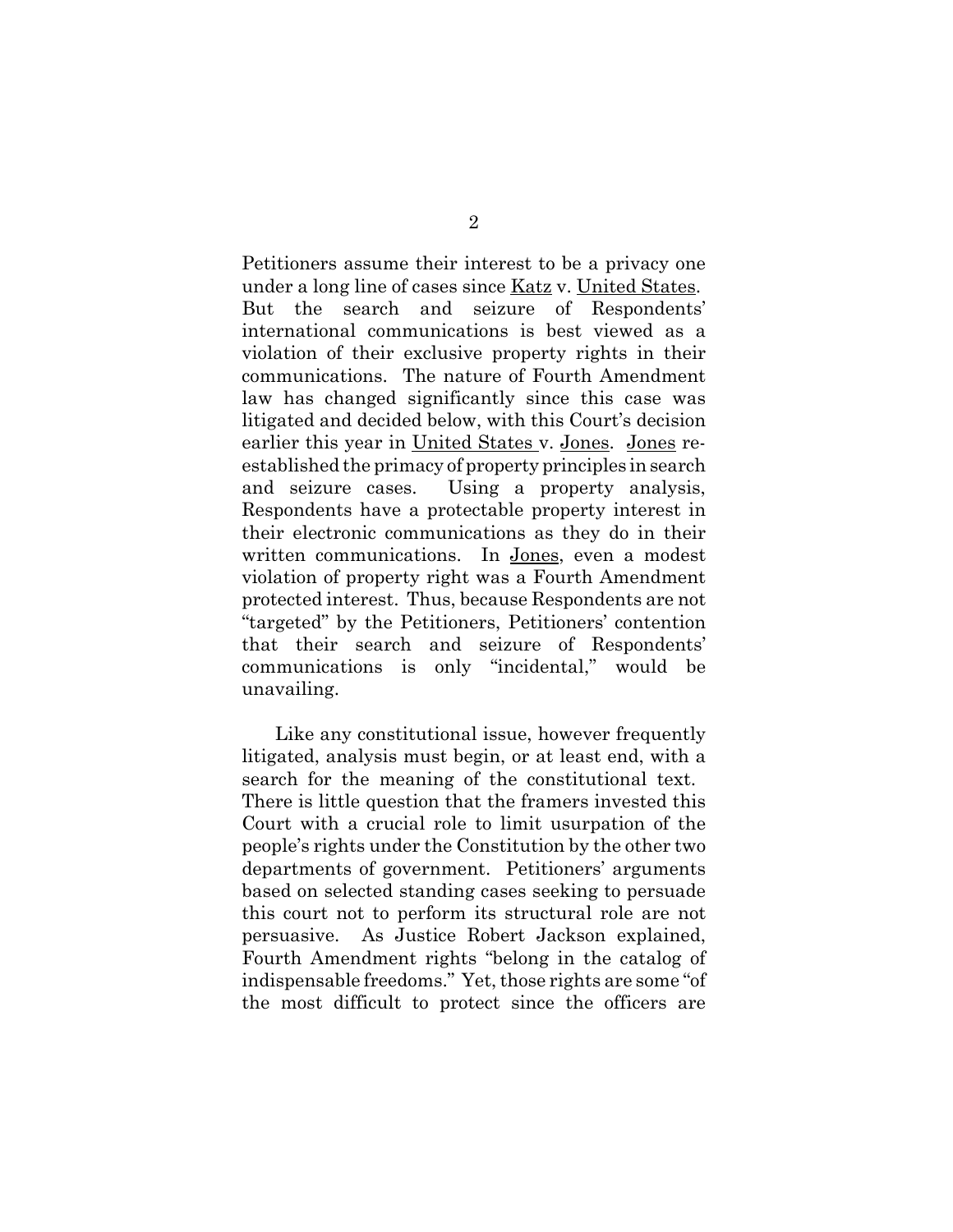Petitioners assume their interest to be a privacy one under a long line of cases since Katz v. United States. But the search and seizure of Respondents' international communications is best viewed as a violation of their exclusive property rights in their communications. The nature of Fourth Amendment law has changed significantly since this case was litigated and decided below, with this Court's decision earlier this year in United States v. Jones. Jones re-established the primacy of property principles in search and seizure cases. Using a property analysis, Respondents have a protectable property interest in their electronic communications as they do in their written communications. In Jones, even a modest violation of property right was a Fourth Amendment protected interest. Thus, because Respondents are not "targeted" by the Petitioners, Petitioners' contention that their search and seizure of Respondents' communications is only "incidental," would be unavailing.

Like any constitutional issue, however frequently litigated, analysis must begin, or at least end, with a search for the meaning of the constitutional text. There is little question that the framers invested this Court with a crucial role to limit usurpation of the people's rights under the Constitution by the other two departments of government. Petitioners' arguments based on selected standing cases seeking to persuade this court not to perform its structural role are not persuasive. As Justice Robert Jackson explained, Fourth Amendment rights "belong in the catalog of indispensable freedoms." Yet, those rights are some "of the most difficult to protect since the officers are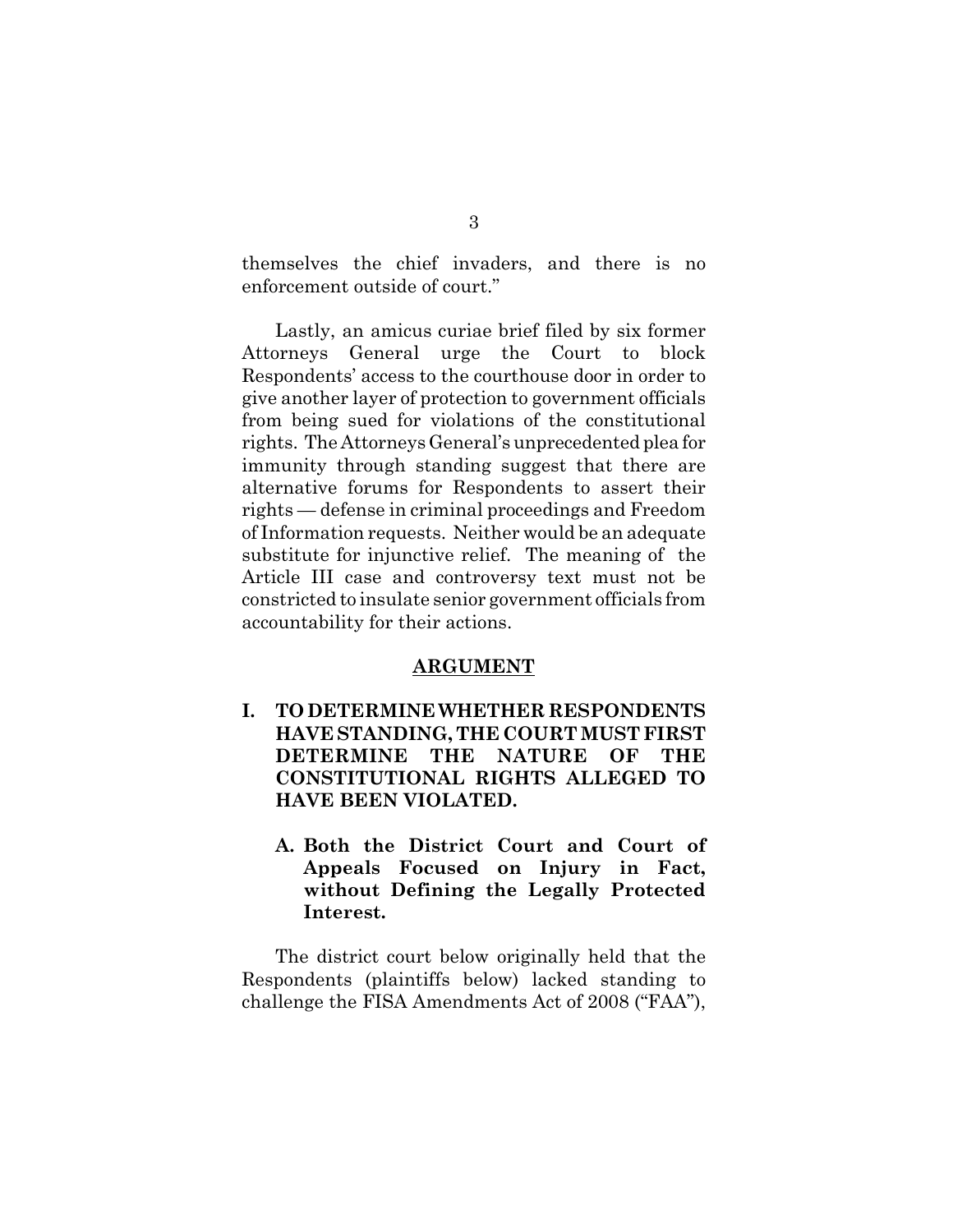themselves the chief invaders, and there is no enforcement outside of court."

Lastly, an amicus curiae brief filed by six former Attorneys General urge the Court to block Respondents' access to the courthouse door in order to give another layer of protection to government officials from being sued for violations of the constitutional rights. The Attorneys General's unprecedented plea for immunity through standing suggest that there are alternative forums for Respondents to assert their rights — defense in criminal proceedings and Freedom of Information requests. Neither would be an adequate substitute for injunctive relief. The meaning of the Article III case and controversy text must not be constricted to insulate senior government officials from accountability for their actions.

## ARGUMENT

### I. TO DETERMINE WHETHER RESPONDENTS HAVE STANDING, THE COURT MUST FIRST DETERMINE THE NATURE OF THE CONSTITUTIONAL RIGHTS ALLEGED TO HAVE BEEN VIOLATED.

#### A. Both the District Court and Court of Appeals Focused on Injury in Fact, without Defining the Legally Protected Interest.

The district court below originally held that the Respondents (plaintiffs below) lacked standing to challenge the FISA Amendments Act of 2008 ("FAA"),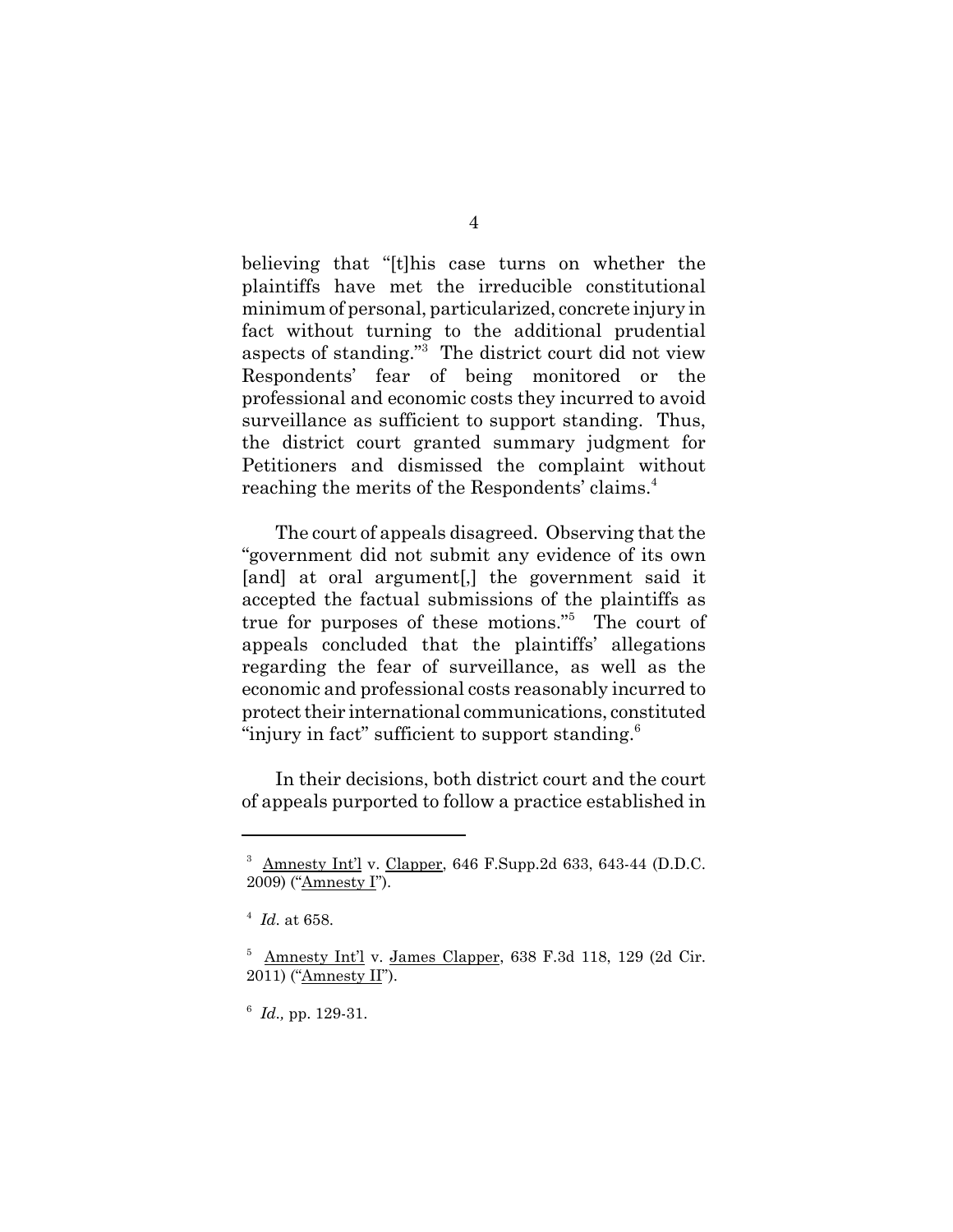believing that "[t]his case turns on whether the plaintiffs have met the irreducible constitutional minimum of personal, particularized, concrete injury in fact without turning to the additional prudential aspects of standing."[3] The district court did not view Respondents' fear of being monitored or the professional and economic costs they incurred to avoid surveillance as sufficient to support standing. Thus, the district court granted summary judgment for Petitioners and dismissed the complaint without reaching the merits of the Respondents' claims.[4]

The court of appeals disagreed. Observing that the "government did not submit any evidence of its own [and] at oral argument[,] the government said it accepted the factual submissions of the plaintiffs as true for purposes of these motions."[5] The court of appeals concluded that the plaintiffs' allegations regarding the fear of surveillance, as well as the economic and professional costs reasonably incurred to protect their international communications, constituted "injury in fact" sufficient to support standing.[6]

In their decisions, both district court and the court of appeals purported to follow a practice established in

---

[3] Amnesty Int'l v. Clapper, 646 F.Supp.2d 633, 643-44 (D.D.C. 2009) ("Amnesty I").

[4] *Id.* at 658.

[5] Amnesty Int'l v. James Clapper, 638 F.3d 118, 129 (2d Cir. 2011) ("Amnesty II").

[6] *Id.,* pp. 129-31.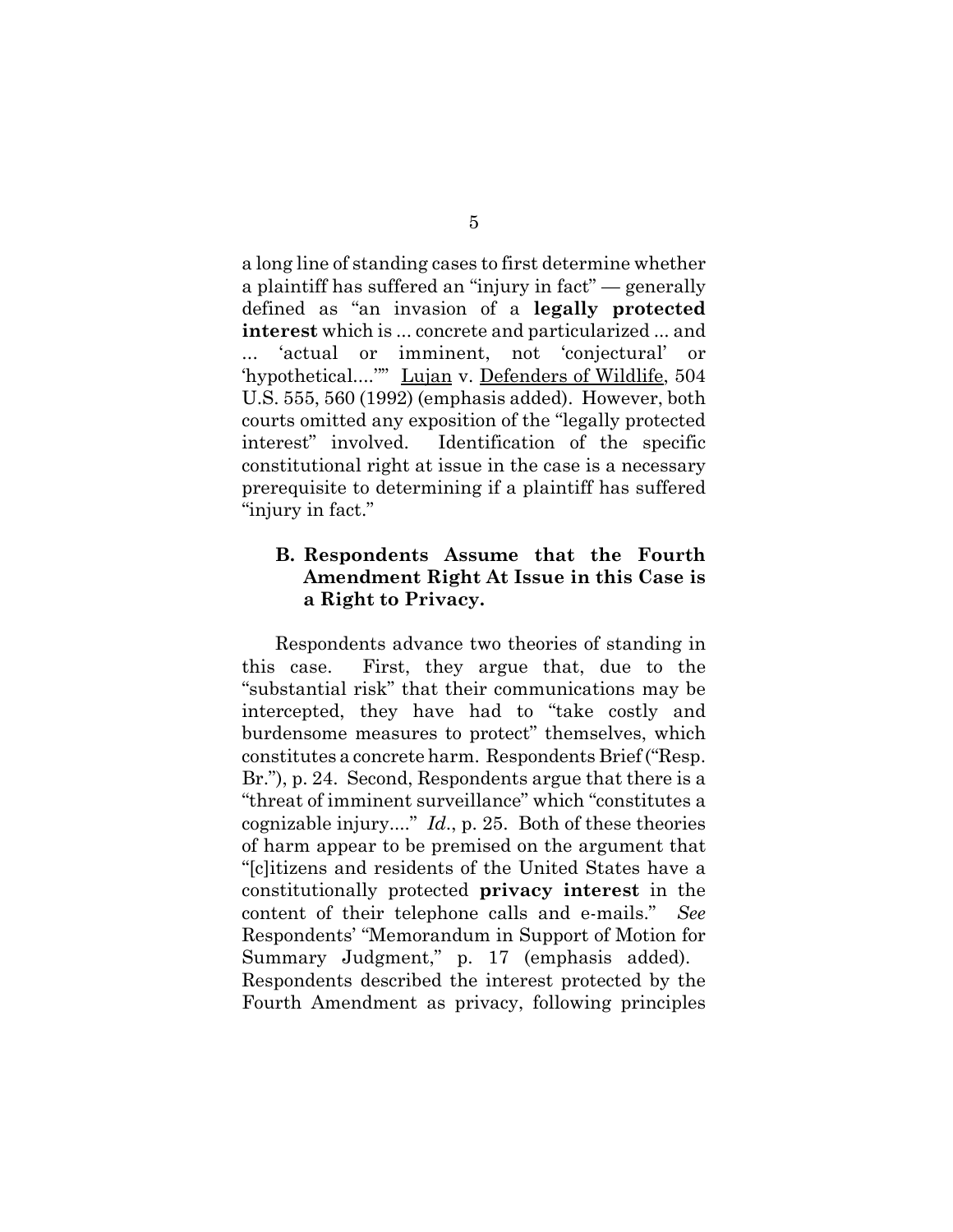a long line of standing cases to first determine whether a plaintiff has suffered an "injury in fact" — generally defined as "an invasion of a **legally protected interest** which is ... concrete and particularized ... and ... 'actual or imminent, not 'conjectural' or 'hypothetical....''" Lujan v. Defenders of Wildlife, 504 U.S. 555, 560 (1992) (emphasis added). However, both courts omitted any exposition of the "legally protected interest" involved. Identification of the specific constitutional right at issue in the case is a necessary prerequisite to determining if a plaintiff has suffered "injury in fact."

### B. Respondents Assume that the Fourth Amendment Right At Issue in this Case is a Right to Privacy.

Respondents advance two theories of standing in this case. First, they argue that, due to the "substantial risk" that their communications may be intercepted, they have had to "take costly and burdensome measures to protect" themselves, which constitutes a concrete harm. Respondents Brief ("Resp. Br."), p. 24. Second, Respondents argue that there is a "threat of imminent surveillance" which "constitutes a cognizable injury...." *Id.*, p. 25. Both of these theories of harm appear to be premised on the argument that "[c]itizens and residents of the United States have a constitutionally protected **privacy interest** in the content of their telephone calls and e-mails." *See* Respondents' "Memorandum in Support of Motion for Summary Judgment," p. 17 (emphasis added). Respondents described the interest protected by the Fourth Amendment as privacy, following principles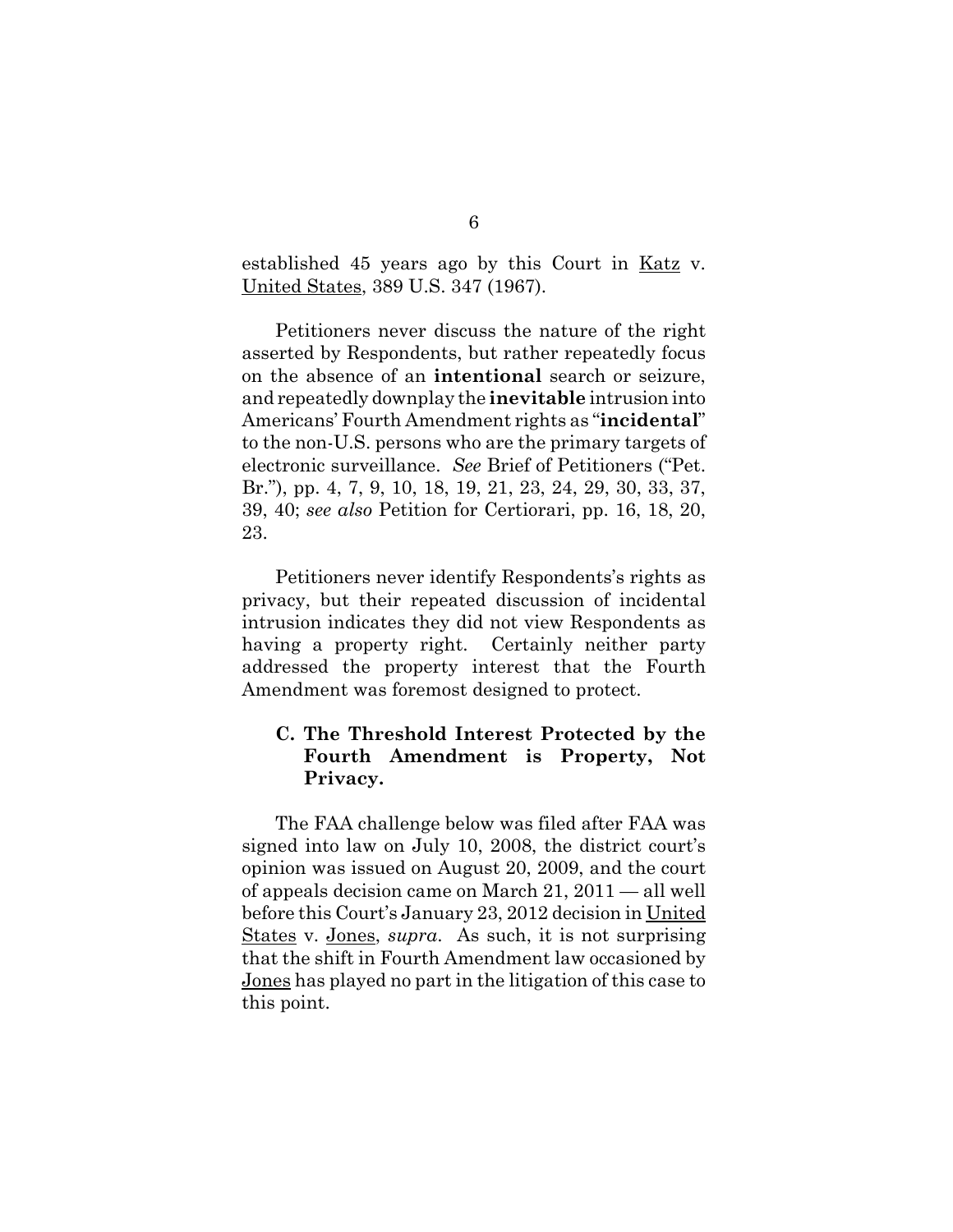established 45 years ago by this Court in Katz v. United States, 389 U.S. 347 (1967).

Petitioners never discuss the nature of the right asserted by Respondents, but rather repeatedly focus on the absence of an **intentional** search or seizure, and repeatedly downplay the **inevitable** intrusion into Americans' Fourth Amendment rights as "**incidental**" to the non-U.S. persons who are the primary targets of electronic surveillance. *See* Brief of Petitioners ("Pet. Br."), pp. 4, 7, 9, 10, 18, 19, 21, 23, 24, 29, 30, 33, 37, 39, 40; *see also* Petition for Certiorari, pp. 16, 18, 20, 23.

Petitioners never identify Respondents's rights as privacy, but their repeated discussion of incidental intrusion indicates they did not view Respondents as having a property right. Certainly neither party addressed the property interest that the Fourth Amendment was foremost designed to protect.

### C. The Threshold Interest Protected by the Fourth Amendment is Property, Not Privacy.

The FAA challenge below was filed after FAA was signed into law on July 10, 2008, the district court's opinion was issued on August 20, 2009, and the court of appeals decision came on March 21, 2011 — all well before this Court's January 23, 2012 decision in United States v. Jones, *supra*. As such, it is not surprising that the shift in Fourth Amendment law occasioned by Jones has played no part in the litigation of this case to this point.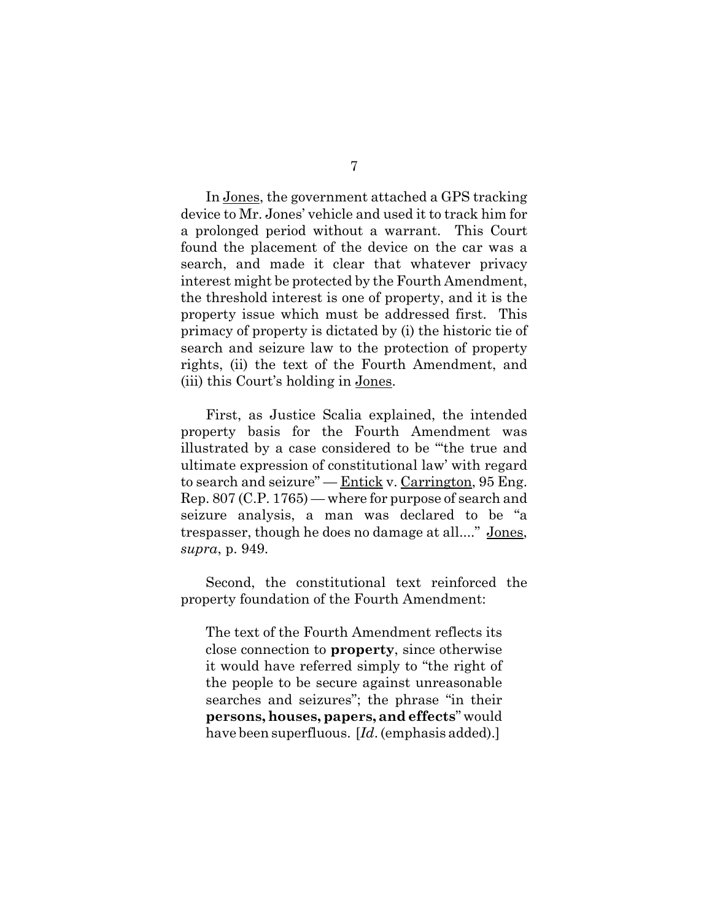In Jones, the government attached a GPS tracking device to Mr. Jones' vehicle and used it to track him for a prolonged period without a warrant. This Court found the placement of the device on the car was a search, and made it clear that whatever privacy interest might be protected by the Fourth Amendment, the threshold interest is one of property, and it is the property issue which must be addressed first. This primacy of property is dictated by (i) the historic tie of search and seizure law to the protection of property rights, (ii) the text of the Fourth Amendment, and (iii) this Court's holding in Jones.

First, as Justice Scalia explained, the intended property basis for the Fourth Amendment was illustrated by a case considered to be "'the true and ultimate expression of constitutional law' with regard to search and seizure" — Entick v. Carrington, 95 Eng. Rep. 807 (C.P. 1765) — where for purpose of search and seizure analysis, a man was declared to be "a trespasser, though he does no damage at all...." Jones, *supra*, p. 949.

Second, the constitutional text reinforced the property foundation of the Fourth Amendment:

> The text of the Fourth Amendment reflects its close connection to **property**, since otherwise it would have referred simply to "the right of the people to be secure against unreasonable searches and seizures"; the phrase "in their **persons, houses, papers, and effects**" would have been superfluous. [*Id*. (emphasis added).]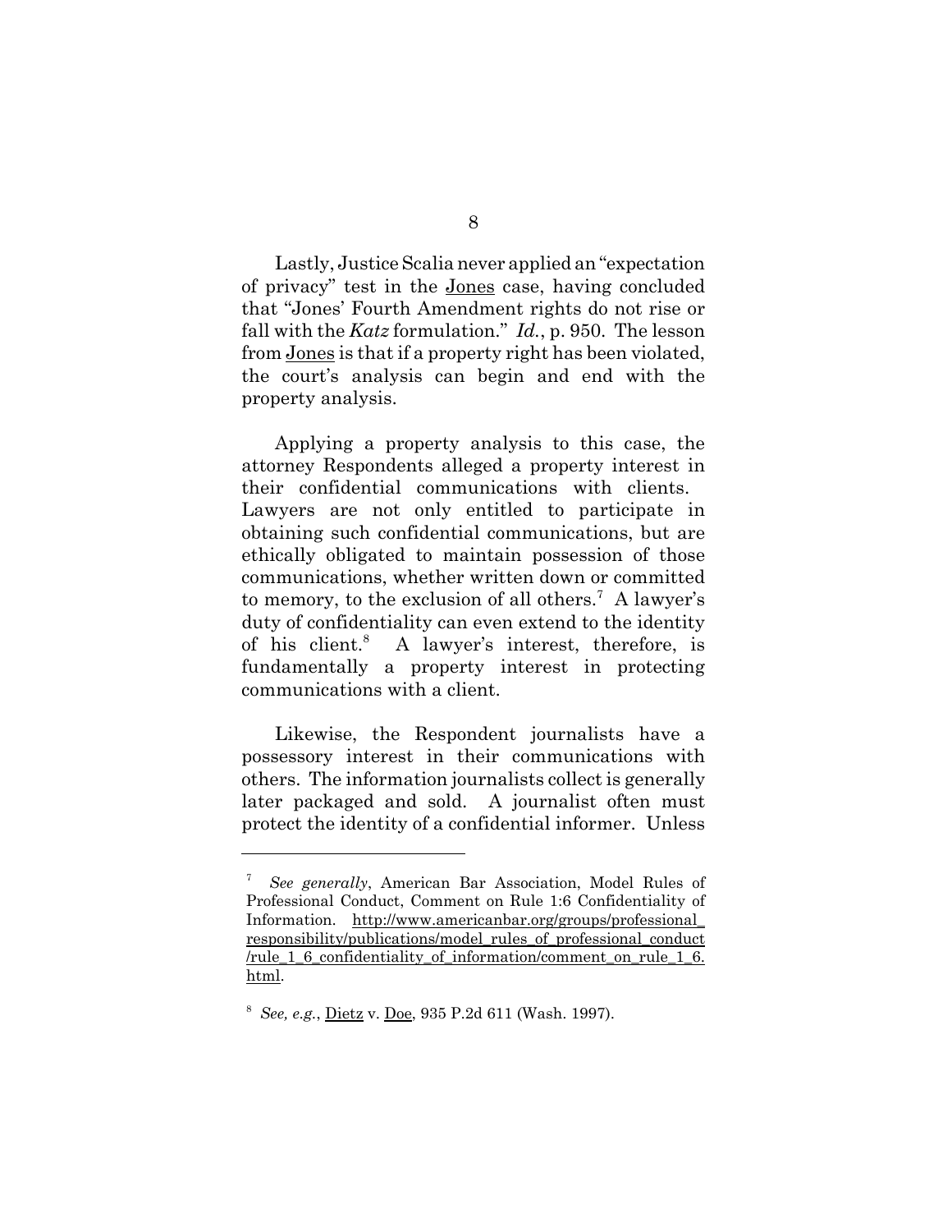Lastly, Justice Scalia never applied an "expectation of privacy" test in the Jones case, having concluded that "Jones' Fourth Amendment rights do not rise or fall with the *Katz* formulation." *Id.*, p. 950. The lesson from Jones is that if a property right has been violated, the court's analysis can begin and end with the property analysis.

Applying a property analysis to this case, the attorney Respondents alleged a property interest in their confidential communications with clients. Lawyers are not only entitled to participate in obtaining such confidential communications, but are ethically obligated to maintain possession of those communications, whether written down or committed to memory, to the exclusion of all others.[7] A lawyer's duty of confidentiality can even extend to the identity of his client.[8] A lawyer's interest, therefore, is fundamentally a property interest in protecting communications with a client.

Likewise, the Respondent journalists have a possessory interest in their communications with others. The information journalists collect is generally later packaged and sold. A journalist often must protect the identity of a confidential informer. Unless

---

[7] *See generally*, American Bar Association, Model Rules of Professional Conduct, Comment on Rule 1:6 Confidentiality of Information. http://www.americanbar.org/groups/professional_responsibility/publications/model_rules_of_professional_conduct/rule_1_6_confidentiality_of_information/comment_on_rule_1_6.html.

[8] *See, e.g.*, Dietz v. Doe, 935 P.2d 611 (Wash. 1997).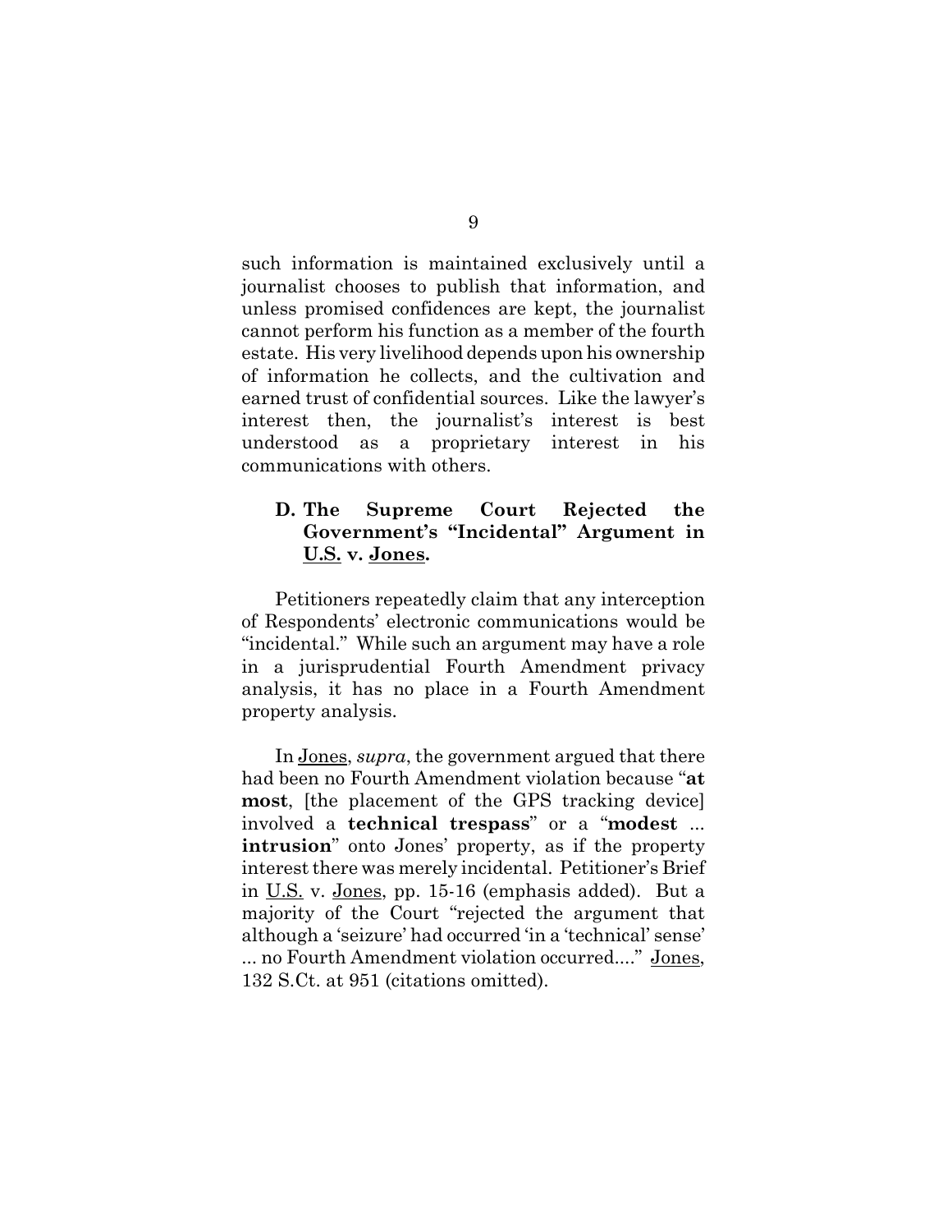such information is maintained exclusively until a journalist chooses to publish that information, and unless promised confidences are kept, the journalist cannot perform his function as a member of the fourth estate. His very livelihood depends upon his ownership of information he collects, and the cultivation and earned trust of confidential sources. Like the lawyer's interest then, the journalist's interest is best understood as a proprietary interest in his communications with others.

### D. The Supreme Court Rejected the Government's "Incidental" Argument in U.S. v. Jones.

Petitioners repeatedly claim that any interception of Respondents' electronic communications would be "incidental." While such an argument may have a role in a jurisprudential Fourth Amendment privacy analysis, it has no place in a Fourth Amendment property analysis.

In Jones, *supra*, the government argued that there had been no Fourth Amendment violation because "**at most**, [the placement of the GPS tracking device] involved a **technical trespass**" or a "**modest** ... **intrusion**" onto Jones' property, as if the property interest there was merely incidental. Petitioner's Brief in U.S. v. Jones, pp. 15-16 (emphasis added). But a majority of the Court "rejected the argument that although a 'seizure' had occurred 'in a 'technical' sense' ... no Fourth Amendment violation occurred...." Jones, 132 S.Ct. at 951 (citations omitted).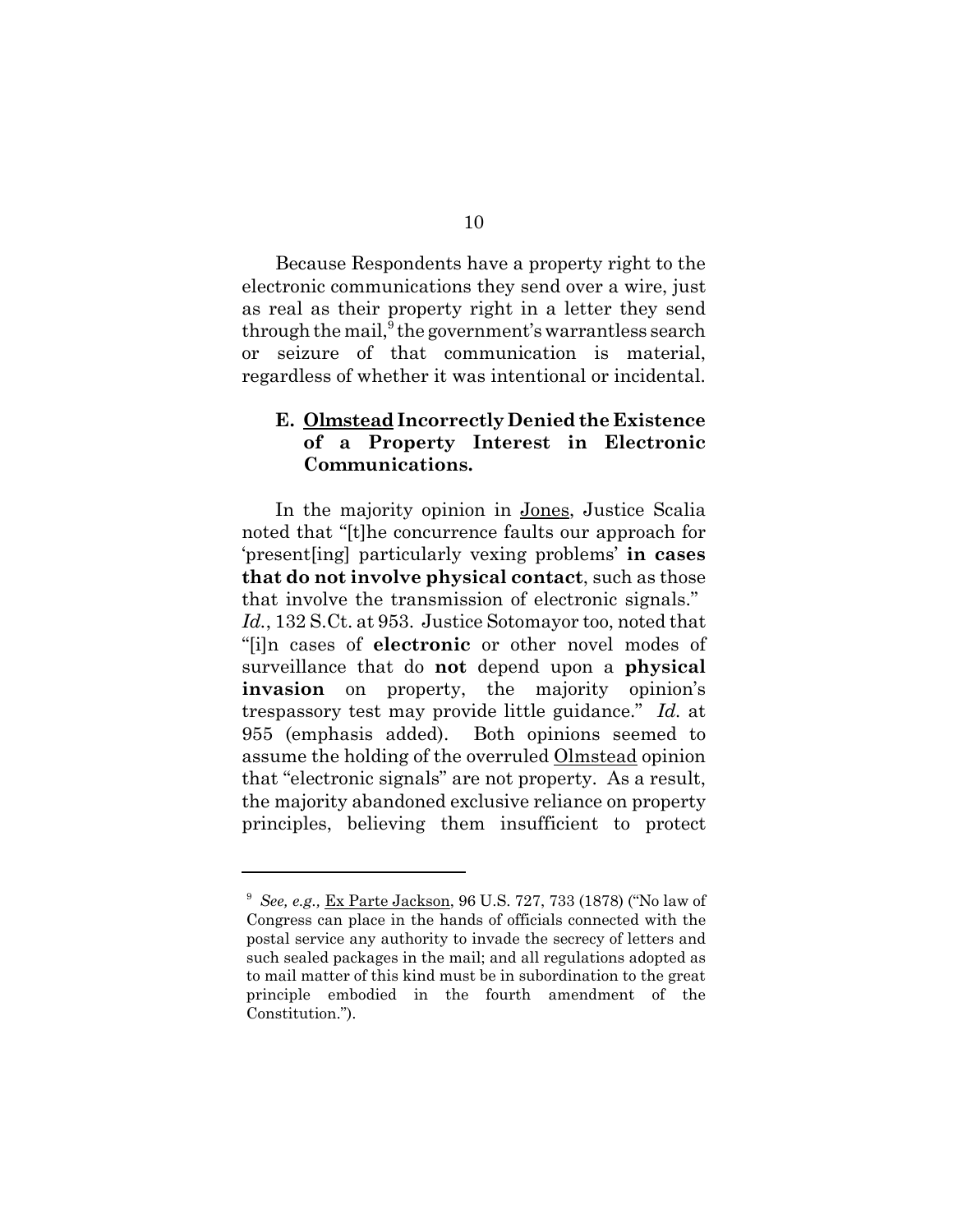Because Respondents have a property right to the electronic communications they send over a wire, just as real as their property right in a letter they send through the mail,[9] the government's warrantless search or seizure of that communication is material, regardless of whether it was intentional or incidental.

### E. Olmstead Incorrectly Denied the Existence of a Property Interest in Electronic Communications.

In the majority opinion in Jones, Justice Scalia noted that "[t]he concurrence faults our approach for 'present[ing] particularly vexing problems' **in cases that do not involve physical contact**, such as those that involve the transmission of electronic signals." *Id.*, 132 S.Ct. at 953. Justice Sotomayor too, noted that "[i]n cases of **electronic** or other novel modes of surveillance that do **not** depend upon a **physical invasion** on property, the majority opinion's trespassory test may provide little guidance." *Id.* at 955 (emphasis added). Both opinions seemed to assume the holding of the overruled Olmstead opinion that "electronic signals" are not property. As a result, the majority abandoned exclusive reliance on property principles, believing them insufficient to protect

---

[9] *See, e.g.,* Ex Parte Jackson, 96 U.S. 727, 733 (1878) ("No law of Congress can place in the hands of officials connected with the postal service any authority to invade the secrecy of letters and such sealed packages in the mail; and all regulations adopted as to mail matter of this kind must be in subordination to the great principle embodied in the fourth amendment of the Constitution.").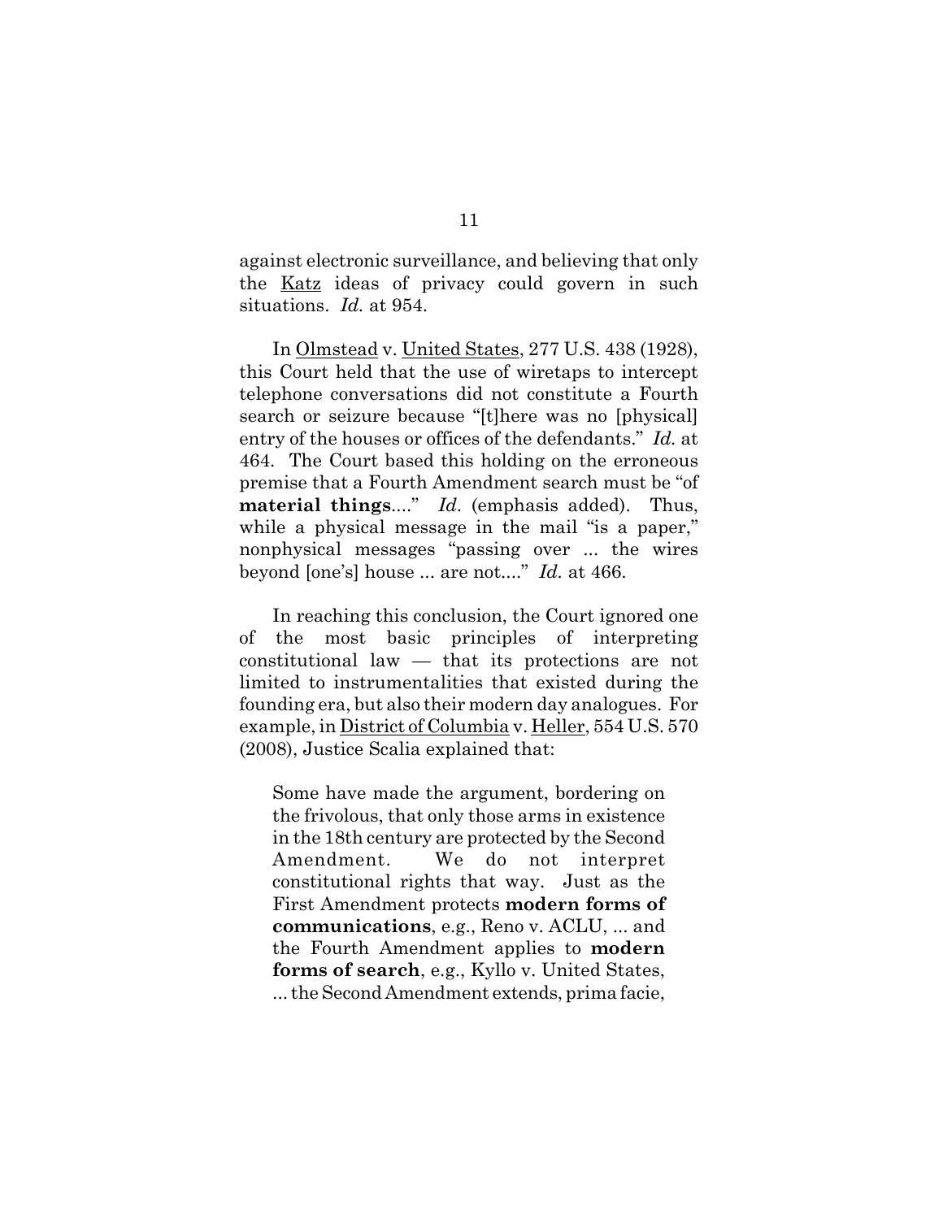against electronic surveillance, and believing that only the Katz ideas of privacy could govern in such situations. *Id.* at 954.

In Olmstead v. United States, 277 U.S. 438 (1928), this Court held that the use of wiretaps to intercept telephone conversations did not constitute a Fourth search or seizure because "[t]here was no [physical] entry of the houses or offices of the defendants." *Id.* at 464. The Court based this holding on the erroneous premise that a Fourth Amendment search must be "of **material things**...." *Id.* (emphasis added). Thus, while a physical message in the mail "is a paper," nonphysical messages "passing over ... the wires beyond [one's] house ... are not...." *Id.* at 466.

In reaching this conclusion, the Court ignored one of the most basic principles of interpreting constitutional law — that its protections are not limited to instrumentalities that existed during the founding era, but also their modern day analogues. For example, in District of Columbia v. Heller, 554 U.S. 570 (2008), Justice Scalia explained that:

> Some have made the argument, bordering on the frivolous, that only those arms in existence in the 18th century are protected by the Second Amendment. We do not interpret constitutional rights that way. Just as the First Amendment protects **modern forms of communications**, e.g., Reno v. ACLU, ... and the Fourth Amendment applies to **modern forms of search**, e.g., Kyllo v. United States, ... the Second Amendment extends, prima facie,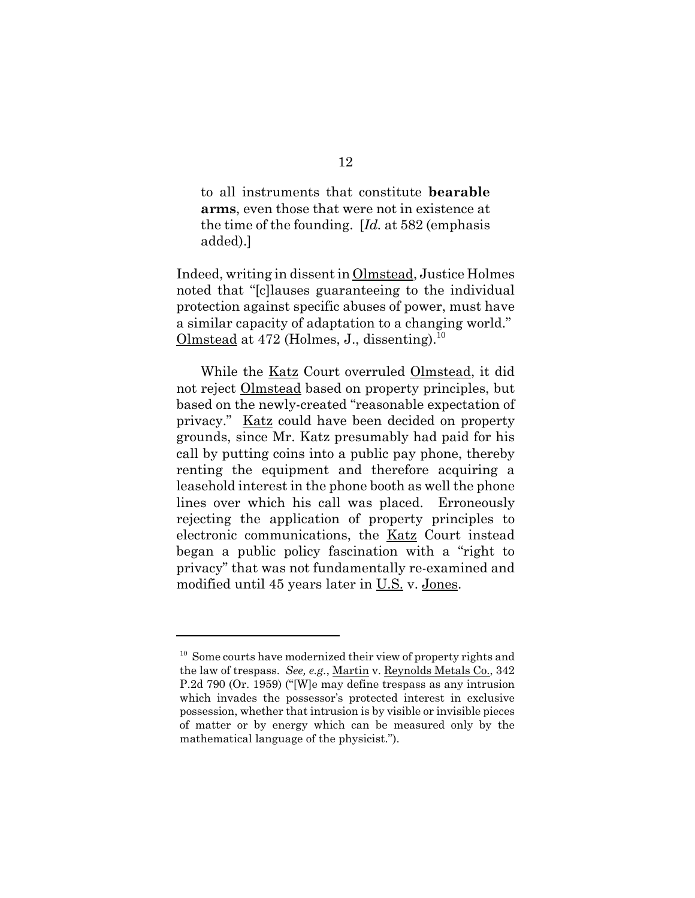> to all instruments that constitute **bearable arms**, even those that were not in existence at the time of the founding. [*Id.* at 582 (emphasis added).]

Indeed, writing in dissent in Olmstead, Justice Holmes noted that "[c]lauses guaranteeing to the individual protection against specific abuses of power, must have a similar capacity of adaptation to a changing world." Olmstead at 472 (Holmes, J., dissenting).[10]

While the Katz Court overruled Olmstead, it did not reject Olmstead based on property principles, but based on the newly-created "reasonable expectation of privacy." Katz could have been decided on property grounds, since Mr. Katz presumably had paid for his call by putting coins into a public pay phone, thereby renting the equipment and therefore acquiring a leasehold interest in the phone booth as well the phone lines over which his call was placed. Erroneously rejecting the application of property principles to electronic communications, the Katz Court instead began a public policy fascination with a "right to privacy" that was not fundamentally re-examined and modified until 45 years later in U.S. v. Jones.

---

[10] Some courts have modernized their view of property rights and the law of trespass. *See, e.g.*, Martin v. Reynolds Metals Co., 342 P.2d 790 (Or. 1959) ("[W]e may define trespass as any intrusion which invades the possessor's protected interest in exclusive possession, whether that intrusion is by visible or invisible pieces of matter or by energy which can be measured only by the mathematical language of the physicist.").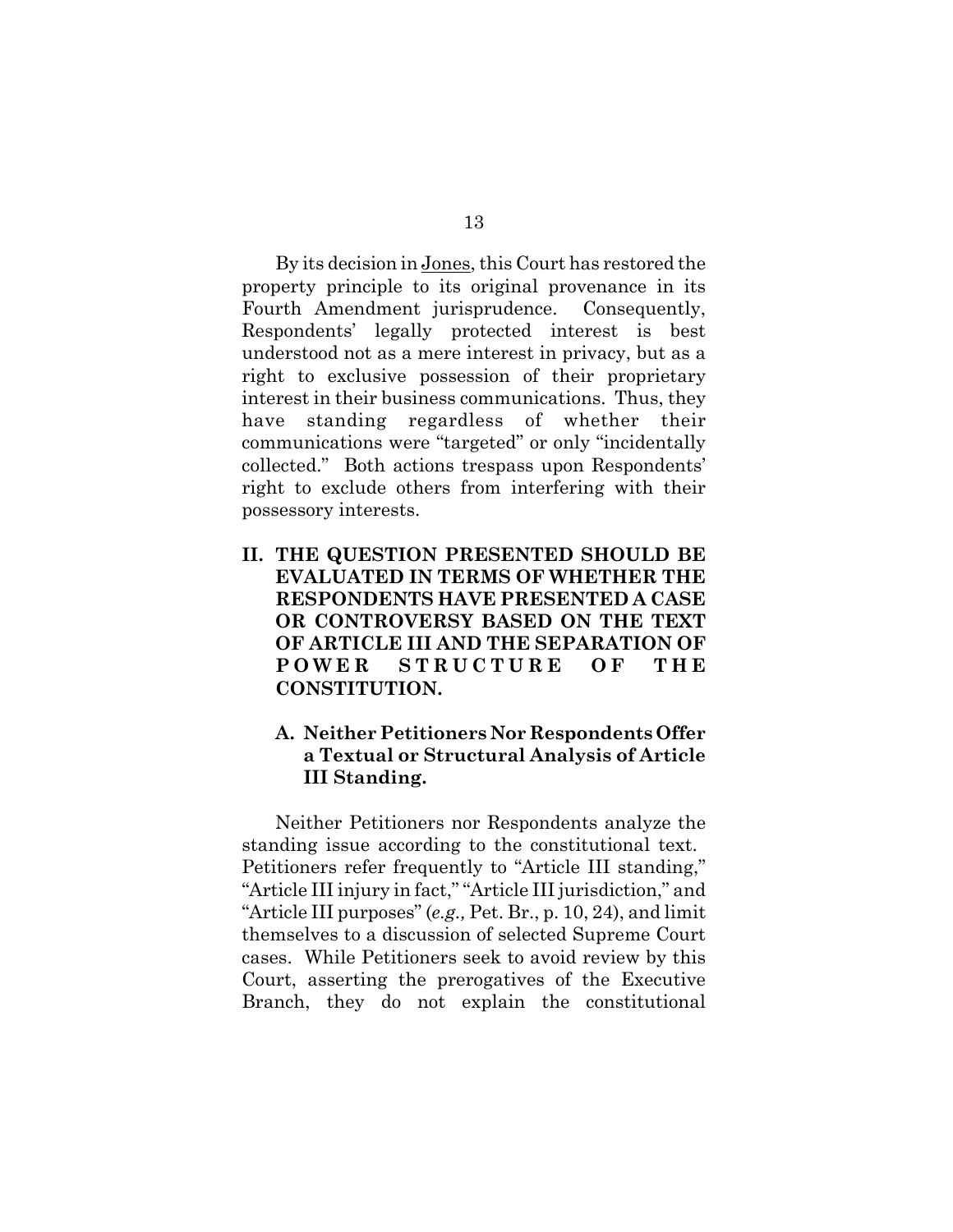By its decision in Jones, this Court has restored the property principle to its original provenance in its Fourth Amendment jurisprudence. Consequently, Respondents' legally protected interest is best understood not as a mere interest in privacy, but as a right to exclusive possession of their proprietary interest in their business communications. Thus, they have standing regardless of whether their communications were "targeted" or only "incidentally collected." Both actions trespass upon Respondents' right to exclude others from interfering with their possessory interests.

## II. THE QUESTION PRESENTED SHOULD BE EVALUATED IN TERMS OF WHETHER THE RESPONDENTS HAVE PRESENTED A CASE OR CONTROVERSY BASED ON THE TEXT OF ARTICLE III AND THE SEPARATION OF POWER STRUCTURE OF THE CONSTITUTION.

### A. Neither Petitioners Nor Respondents Offer a Textual or Structural Analysis of Article III Standing.

Neither Petitioners nor Respondents analyze the standing issue according to the constitutional text. Petitioners refer frequently to "Article III standing," "Article III injury in fact," "Article III jurisdiction," and "Article III purposes" (*e.g.,* Pet. Br., p. 10, 24), and limit themselves to a discussion of selected Supreme Court cases. While Petitioners seek to avoid review by this Court, asserting the prerogatives of the Executive Branch, they do not explain the constitutional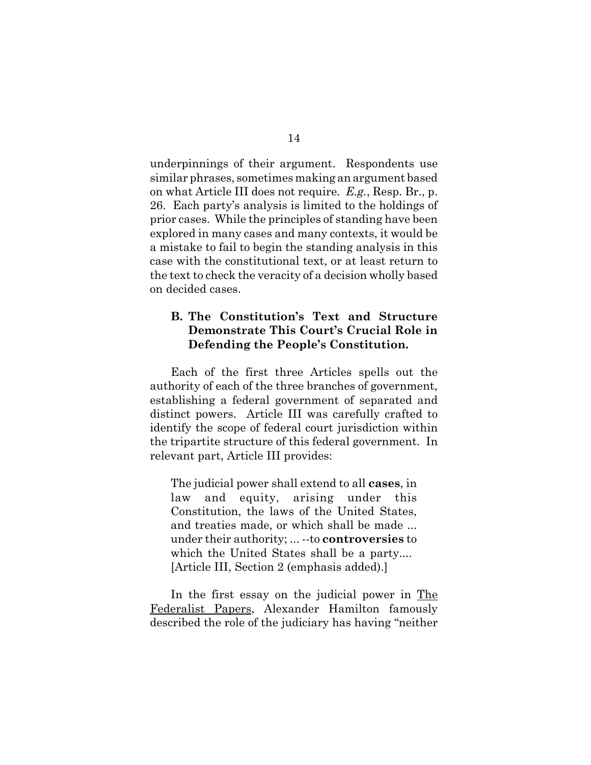underpinnings of their argument. Respondents use similar phrases, sometimes making an argument based on what Article III does not require. *E.g.*, Resp. Br., p. 26. Each party's analysis is limited to the holdings of prior cases. While the principles of standing have been explored in many cases and many contexts, it would be a mistake to fail to begin the standing analysis in this case with the constitutional text, or at least return to the text to check the veracity of a decision wholly based on decided cases.

### B. The Constitution's Text and Structure Demonstrate This Court's Crucial Role in Defending the People's Constitution.

Each of the first three Articles spells out the authority of each of the three branches of government, establishing a federal government of separated and distinct powers. Article III was carefully crafted to identify the scope of federal court jurisdiction within the tripartite structure of this federal government. In relevant part, Article III provides:

> The judicial power shall extend to all **cases**, in law and equity, arising under this Constitution, the laws of the United States, and treaties made, or which shall be made ... under their authority; ... --to **controversies** to which the United States shall be a party.... [Article III, Section 2 (emphasis added).]

In the first essay on the judicial power in The Federalist Papers, Alexander Hamilton famously described the role of the judiciary has having "neither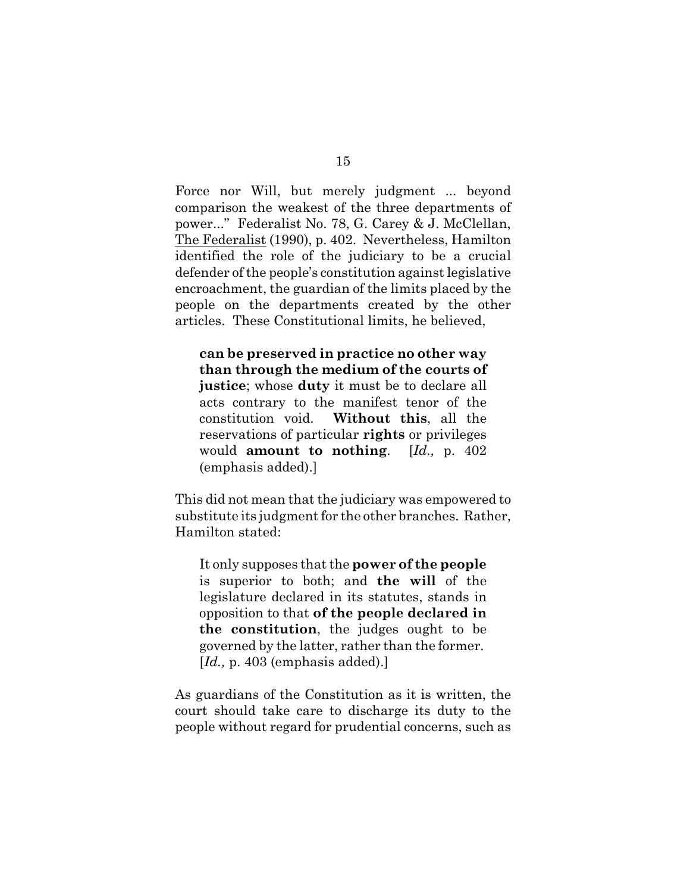Force nor Will, but merely judgment ... beyond comparison the weakest of the three departments of power..." Federalist No. 78, G. Carey & J. McClellan, The Federalist (1990), p. 402. Nevertheless, Hamilton identified the role of the judiciary to be a crucial defender of the people's constitution against legislative encroachment, the guardian of the limits placed by the people on the departments created by the other articles. These Constitutional limits, he believed,

> **can be preserved in practice no other way than through the medium of the courts of justice**; whose **duty** it must be to declare all acts contrary to the manifest tenor of the constitution void. **Without this**, all the reservations of particular **rights** or privileges would **amount to nothing**. [*Id.,* p. 402 (emphasis added).]

This did not mean that the judiciary was empowered to substitute its judgment for the other branches. Rather, Hamilton stated:

> It only supposes that the **power of the people** is superior to both; and **the will** of the legislature declared in its statutes, stands in opposition to that **of the people declared in the constitution**, the judges ought to be governed by the latter, rather than the former. [*Id.,* p. 403 (emphasis added).]

As guardians of the Constitution as it is written, the court should take care to discharge its duty to the people without regard for prudential concerns, such as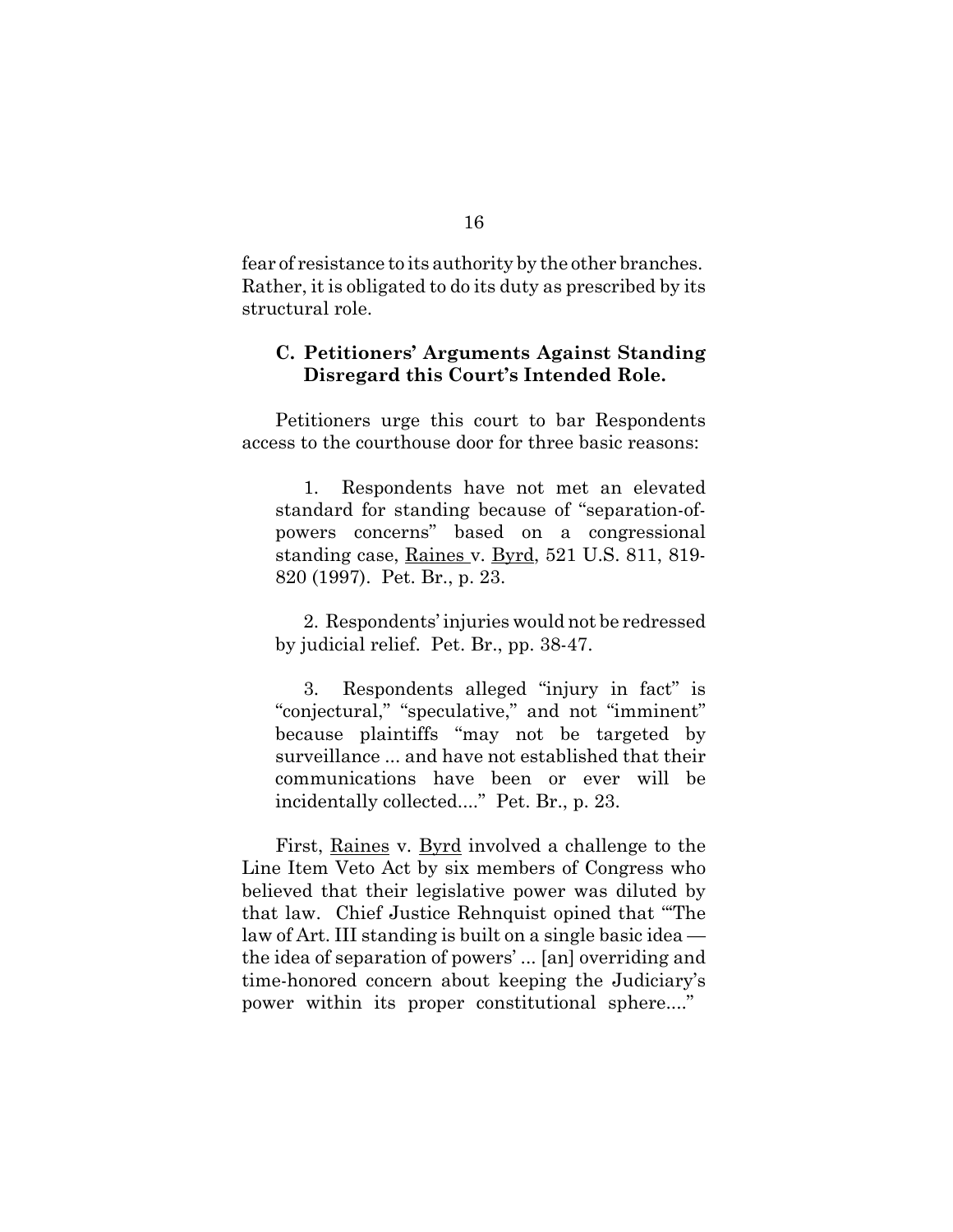fear of resistance to its authority by the other branches. Rather, it is obligated to do its duty as prescribed by its structural role.

### C. Petitioners' Arguments Against Standing Disregard this Court's Intended Role.

Petitioners urge this court to bar Respondents access to the courthouse door for three basic reasons:

1. Respondents have not met an elevated standard for standing because of "separation-of-powers concerns" based on a congressional standing case, Raines v. Byrd, 521 U.S. 811, 819-820 (1997). Pet. Br., p. 23.

2. Respondents' injuries would not be redressed by judicial relief. Pet. Br., pp. 38-47.

3. Respondents alleged "injury in fact" is "conjectural," "speculative," and not "imminent" because plaintiffs "may not be targeted by surveillance ... and have not established that their communications have been or ever will be incidentally collected...." Pet. Br., p. 23.

First, Raines v. Byrd involved a challenge to the Line Item Veto Act by six members of Congress who believed that their legislative power was diluted by that law. Chief Justice Rehnquist opined that "'The law of Art. III standing is built on a single basic idea — the idea of separation of powers' ... [an] overriding and time-honored concern about keeping the Judiciary's power within its proper constitutional sphere...."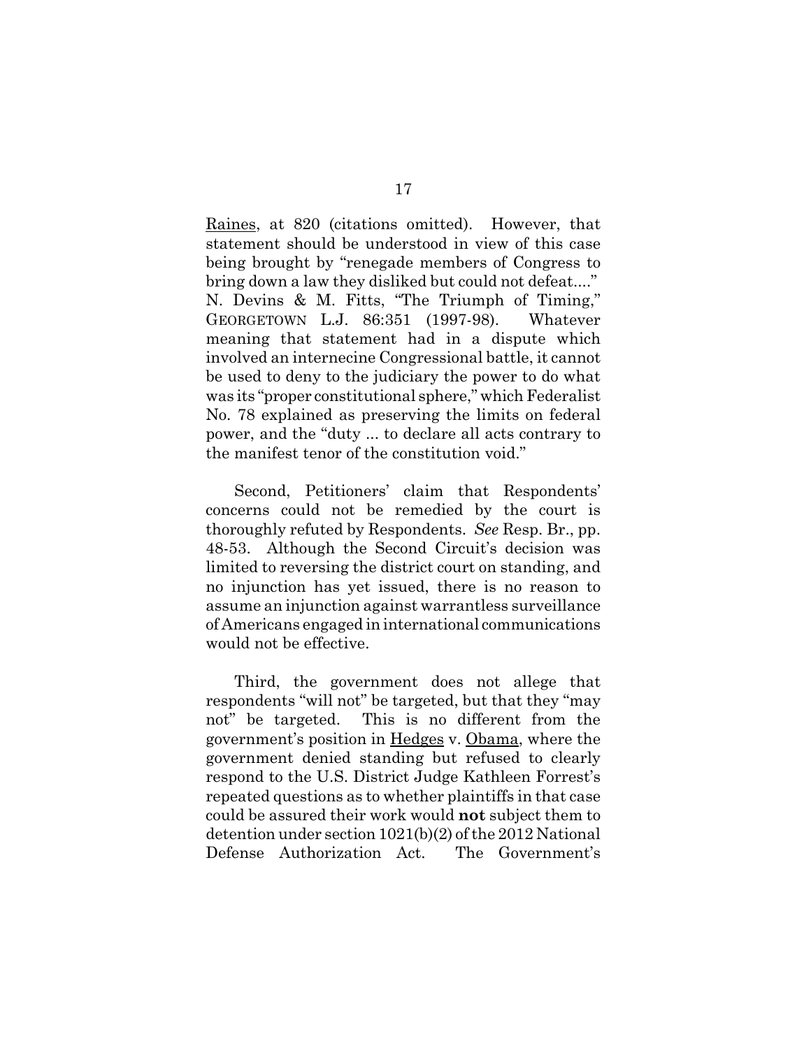Raines, at 820 (citations omitted). However, that statement should be understood in view of this case being brought by "renegade members of Congress to bring down a law they disliked but could not defeat...." N. Devins & M. Fitts, "The Triumph of Timing," GEORGETOWN L.J. 86:351 (1997-98). Whatever meaning that statement had in a dispute which involved an internecine Congressional battle, it cannot be used to deny to the judiciary the power to do what was its "proper constitutional sphere," which Federalist No. 78 explained as preserving the limits on federal power, and the "duty ... to declare all acts contrary to the manifest tenor of the constitution void."

Second, Petitioners' claim that Respondents' concerns could not be remedied by the court is thoroughly refuted by Respondents. *See* Resp. Br., pp. 48-53. Although the Second Circuit's decision was limited to reversing the district court on standing, and no injunction has yet issued, there is no reason to assume an injunction against warrantless surveillance of Americans engaged in international communications would not be effective.

Third, the government does not allege that respondents "will not" be targeted, but that they "may not" be targeted. This is no different from the government's position in Hedges v. Obama, where the government denied standing but refused to clearly respond to the U.S. District Judge Kathleen Forrest's repeated questions as to whether plaintiffs in that case could be assured their work would **not** subject them to detention under section 1021(b)(2) of the 2012 National Defense Authorization Act. The Government's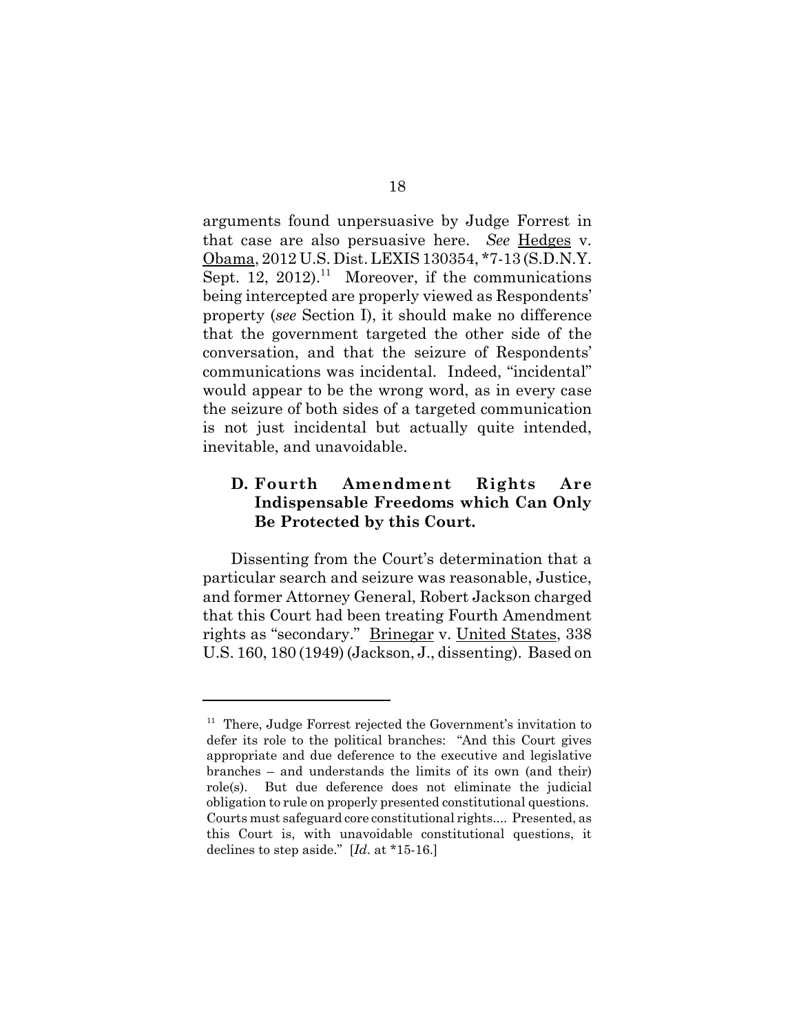arguments found unpersuasive by Judge Forrest in that case are also persuasive here. *See* Hedges v. Obama, 2012 U.S. Dist. LEXIS 130354, *7-13 (S.D.N.Y. Sept. 12, 2012).[11] Moreover, if the communications being intercepted are properly viewed as Respondents' property (*see* Section I), it should make no difference that the government targeted the other side of the conversation, and that the seizure of Respondents' communications was incidental. Indeed, "incidental" would appear to be the wrong word, as in every case the seizure of both sides of a targeted communication is not just incidental but actually quite intended, inevitable, and unavoidable.

### D. Fourth Amendment Rights Are Indispensable Freedoms which Can Only Be Protected by this Court.

Dissenting from the Court's determination that a particular search and seizure was reasonable, Justice, and former Attorney General, Robert Jackson charged that this Court had been treating Fourth Amendment rights as "secondary." Brinegar v. United States, 338 U.S. 160, 180 (1949) (Jackson, J., dissenting). Based on

---

[11] There, Judge Forrest rejected the Government's invitation to defer its role to the political branches: "And this Court gives appropriate and due deference to the executive and legislative branches – and understands the limits of its own (and their) role(s). But due deference does not eliminate the judicial obligation to rule on properly presented constitutional questions. Courts must safeguard core constitutional rights.... Presented, as this Court is, with unavoidable constitutional questions, it declines to step aside." [*Id.* at *15-16.]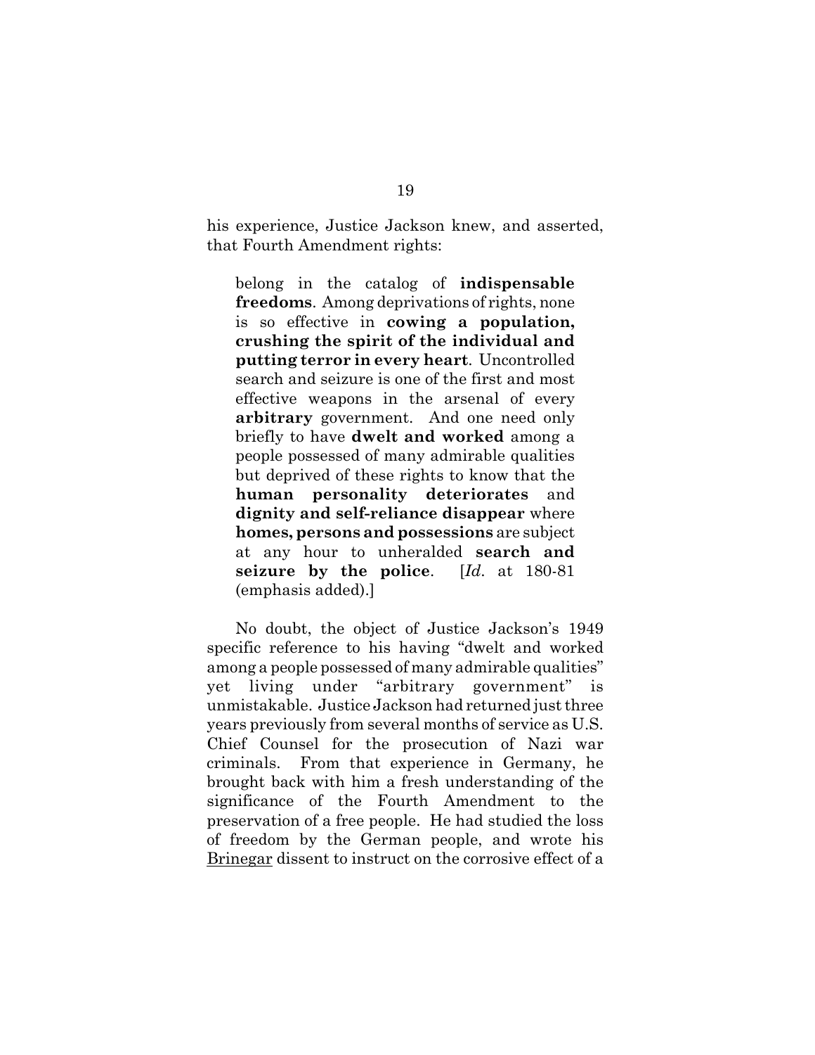his experience, Justice Jackson knew, and asserted, that Fourth Amendment rights:

> belong in the catalog of **indispensable freedoms**. Among deprivations of rights, none is so effective in **cowing a population, crushing the spirit of the individual and putting terror in every heart**. Uncontrolled search and seizure is one of the first and most effective weapons in the arsenal of every **arbitrary** government. And one need only briefly to have **dwelt and worked** among a people possessed of many admirable qualities but deprived of these rights to know that the **human personality deteriorates** and **dignity and self-reliance disappear** where **homes, persons and possessions** are subject at any hour to unheralded **search and seizure by the police**. [*Id.* at 180-81 (emphasis added).]

No doubt, the object of Justice Jackson's 1949 specific reference to his having "dwelt and worked among a people possessed of many admirable qualities" yet living under "arbitrary government" is unmistakable. Justice Jackson had returned just three years previously from several months of service as U.S. Chief Counsel for the prosecution of Nazi war criminals. From that experience in Germany, he brought back with him a fresh understanding of the significance of the Fourth Amendment to the preservation of a free people. He had studied the loss of freedom by the German people, and wrote his Brinegar dissent to instruct on the corrosive effect of a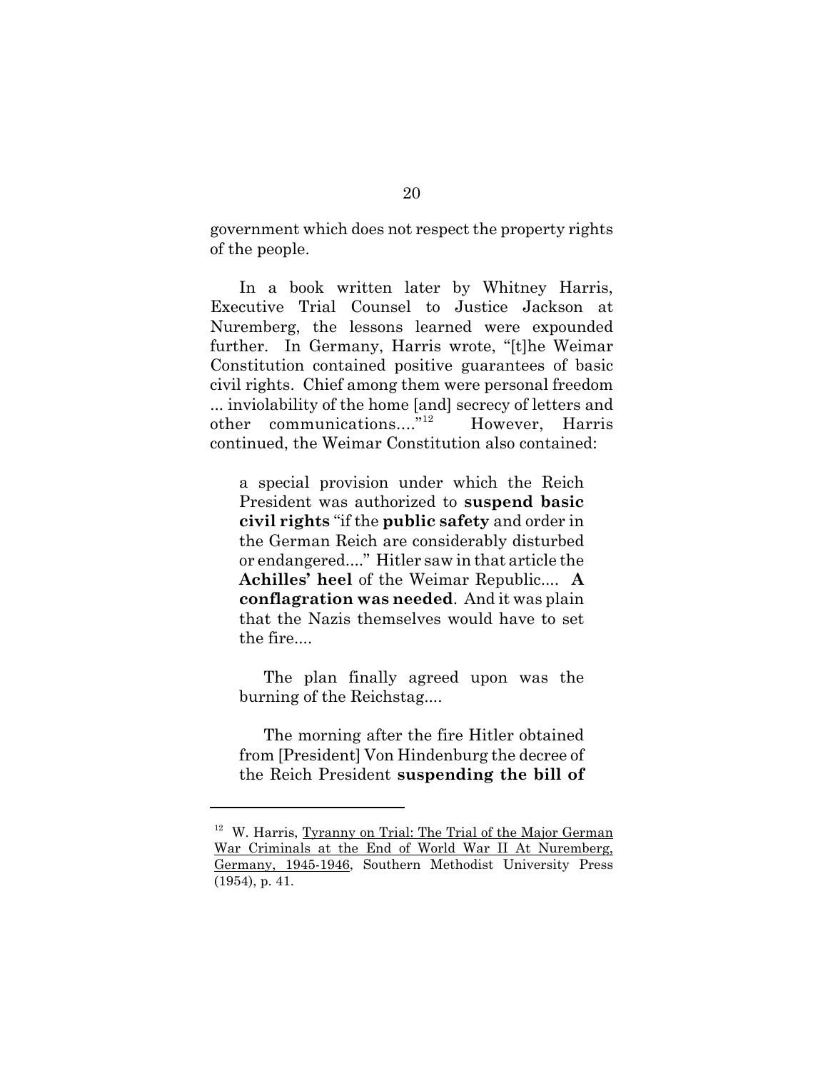government which does not respect the property rights of the people.

In a book written later by Whitney Harris, Executive Trial Counsel to Justice Jackson at Nuremberg, the lessons learned were expounded further. In Germany, Harris wrote, "[t]he Weimar Constitution contained positive guarantees of basic civil rights. Chief among them were personal freedom ... inviolability of the home [and] secrecy of letters and other communications...."[12] However, Harris continued, the Weimar Constitution also contained:

> a special provision under which the Reich President was authorized to **suspend basic civil rights** "if the **public safety** and order in the German Reich are considerably disturbed or endangered...." Hitler saw in that article the **Achilles' heel** of the Weimar Republic.... **A conflagration was needed**. And it was plain that the Nazis themselves would have to set the fire....
>
> The plan finally agreed upon was the burning of the Reichstag....
>
> The morning after the fire Hitler obtained from [President] Von Hindenburg the decree of the Reich President **suspending the bill of**

---

[12] W. Harris, Tyranny on Trial: The Trial of the Major German War Criminals at the End of World War II At Nuremberg, Germany, 1945-1946, Southern Methodist University Press (1954), p. 41.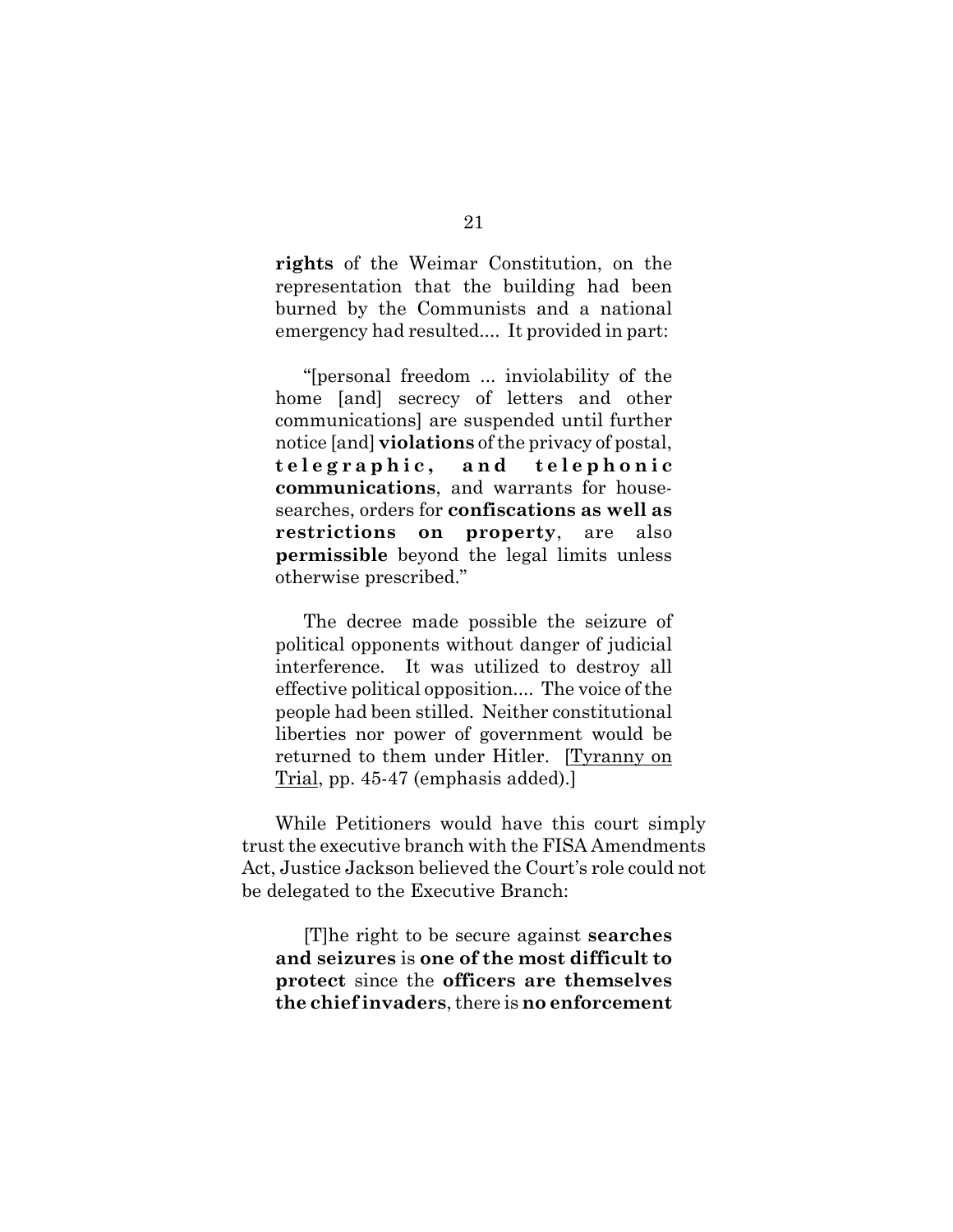> **rights** of the Weimar Constitution, on the representation that the building had been burned by the Communists and a national emergency had resulted.... It provided in part:
>
> > "[personal freedom ... inviolability of the home [and] secrecy of letters and other communications] are suspended until further notice [and] **violations** of the privacy of postal, **telegraphic, and telephonic communications**, and warrants for house-searches, orders for **confiscations as well as restrictions on property**, are also **permissible** beyond the legal limits unless otherwise prescribed."
>
> The decree made possible the seizure of political opponents without danger of judicial interference. It was utilized to destroy all effective political opposition.... The voice of the people had been stilled. Neither constitutional liberties nor power of government would be returned to them under Hitler. [Tyranny on Trial, pp. 45-47 (emphasis added).]

While Petitioners would have this court simply trust the executive branch with the FISA Amendments Act, Justice Jackson believed the Court's role could not be delegated to the Executive Branch:

> [T]he right to be secure against **searches and seizures** is **one of the most difficult to protect** since the **officers are themselves the chief invaders**, there is **no enforcement**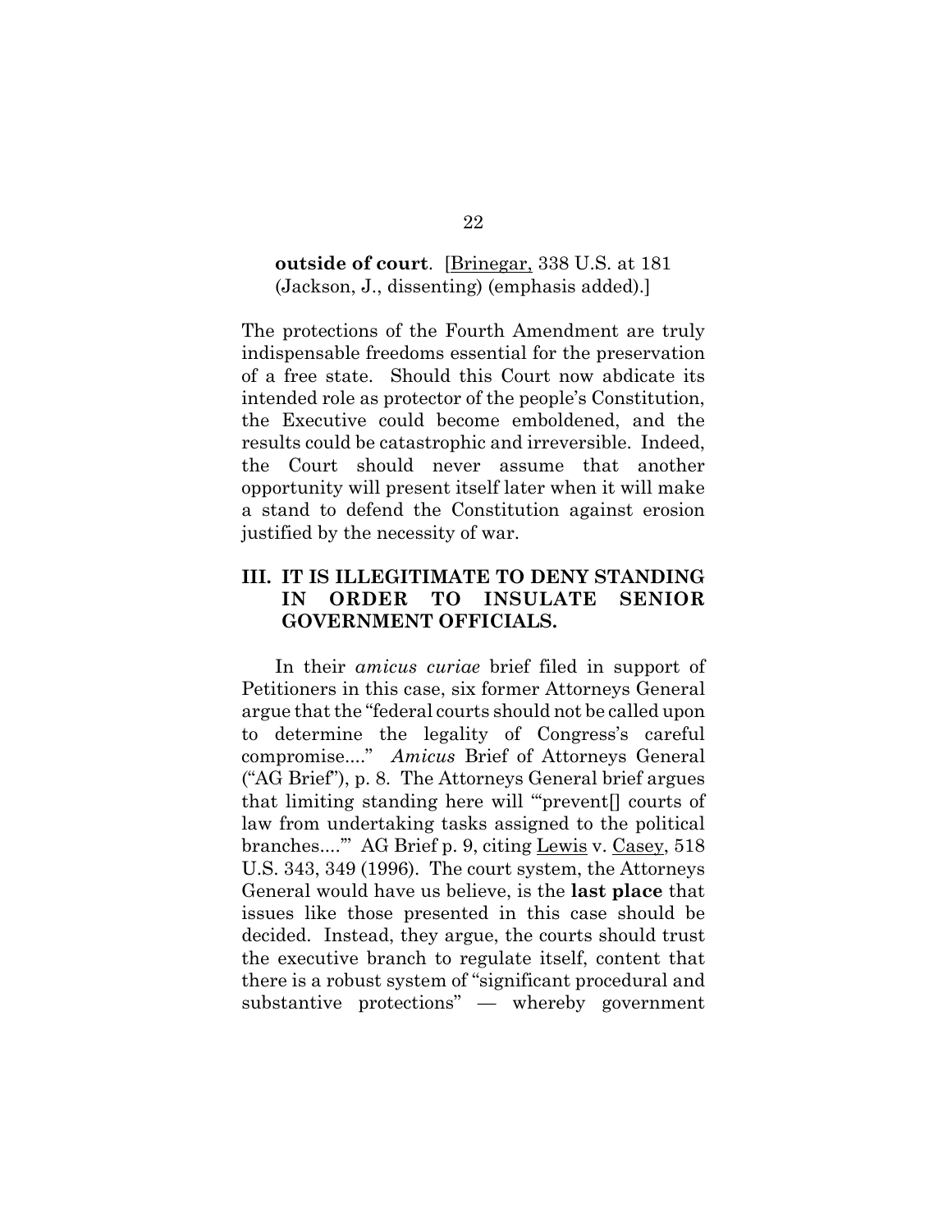**outside of court**. [Brinegar, 338 U.S. at 181 (Jackson, J., dissenting) (emphasis added).]

The protections of the Fourth Amendment are truly indispensable freedoms essential for the preservation of a free state. Should this Court now abdicate its intended role as protector of the people's Constitution, the Executive could become emboldened, and the results could be catastrophic and irreversible. Indeed, the Court should never assume that another opportunity will present itself later when it will make a stand to defend the Constitution against erosion justified by the necessity of war.

## III. IT IS ILLEGITIMATE TO DENY STANDING IN ORDER TO INSULATE SENIOR GOVERNMENT OFFICIALS.

In their *amicus curiae* brief filed in support of Petitioners in this case, six former Attorneys General argue that the "federal courts should not be called upon to determine the legality of Congress's careful compromise...." *Amicus* Brief of Attorneys General ("AG Brief"), p. 8. The Attorneys General brief argues that limiting standing here will "'prevent[] courts of law from undertaking tasks assigned to the political branches....'" AG Brief p. 9, citing Lewis v. Casey, 518 U.S. 343, 349 (1996). The court system, the Attorneys General would have us believe, is the **last place** that issues like those presented in this case should be decided. Instead, they argue, the courts should trust the executive branch to regulate itself, content that there is a robust system of "significant procedural and substantive protections" — whereby government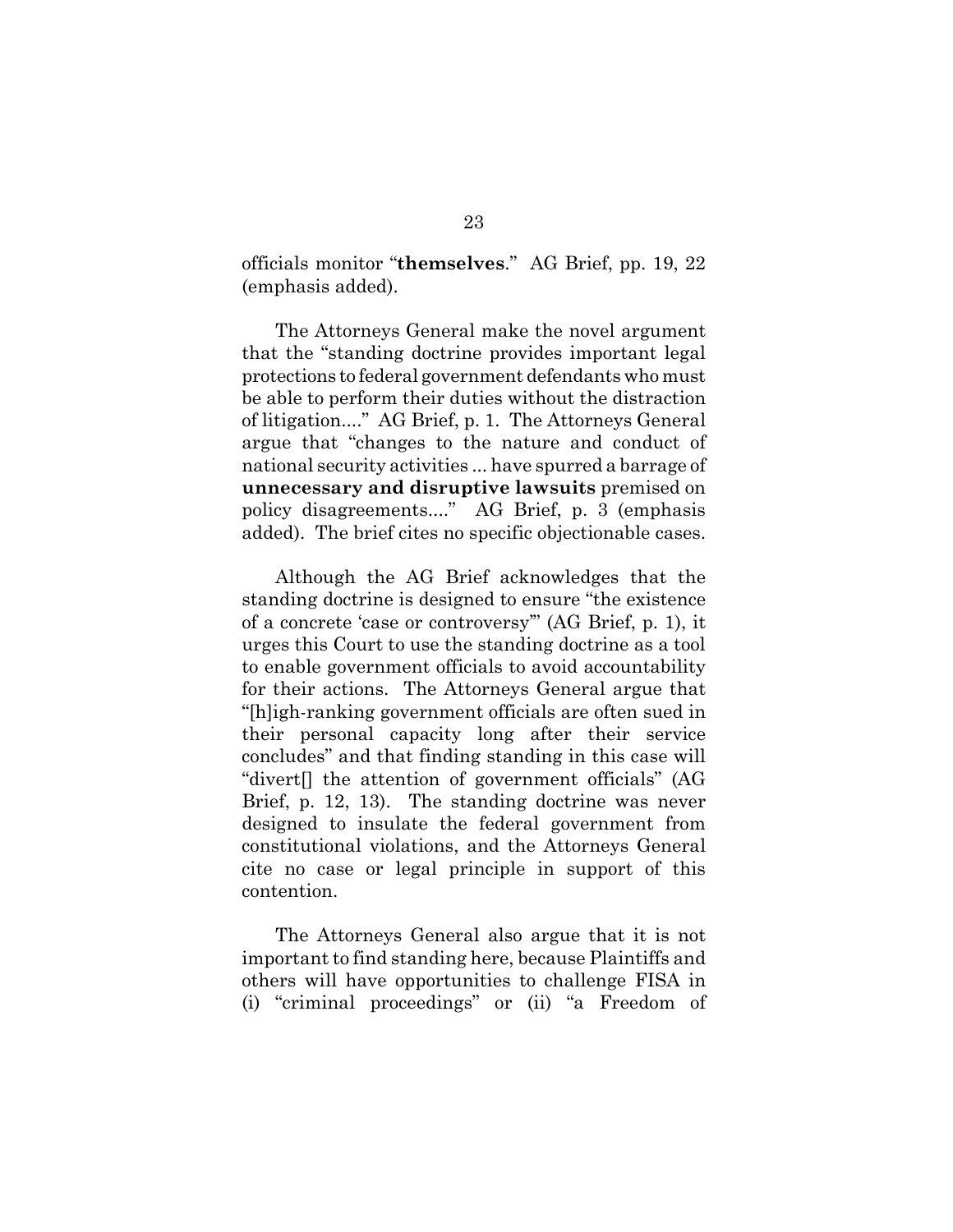officials monitor "**themselves**." AG Brief, pp. 19, 22 (emphasis added).

The Attorneys General make the novel argument that the "standing doctrine provides important legal protections to federal government defendants who must be able to perform their duties without the distraction of litigation...." AG Brief, p. 1. The Attorneys General argue that "changes to the nature and conduct of national security activities ... have spurred a barrage of **unnecessary and disruptive lawsuits** premised on policy disagreements...." AG Brief, p. 3 (emphasis added). The brief cites no specific objectionable cases.

Although the AG Brief acknowledges that the standing doctrine is designed to ensure "the existence of a concrete 'case or controversy'" (AG Brief, p. 1), it urges this Court to use the standing doctrine as a tool to enable government officials to avoid accountability for their actions. The Attorneys General argue that "[h]igh-ranking government officials are often sued in their personal capacity long after their service concludes" and that finding standing in this case will "divert[] the attention of government officials" (AG Brief, p. 12, 13). The standing doctrine was never designed to insulate the federal government from constitutional violations, and the Attorneys General cite no case or legal principle in support of this contention.

The Attorneys General also argue that it is not important to find standing here, because Plaintiffs and others will have opportunities to challenge FISA in (i) "criminal proceedings" or (ii) "a Freedom of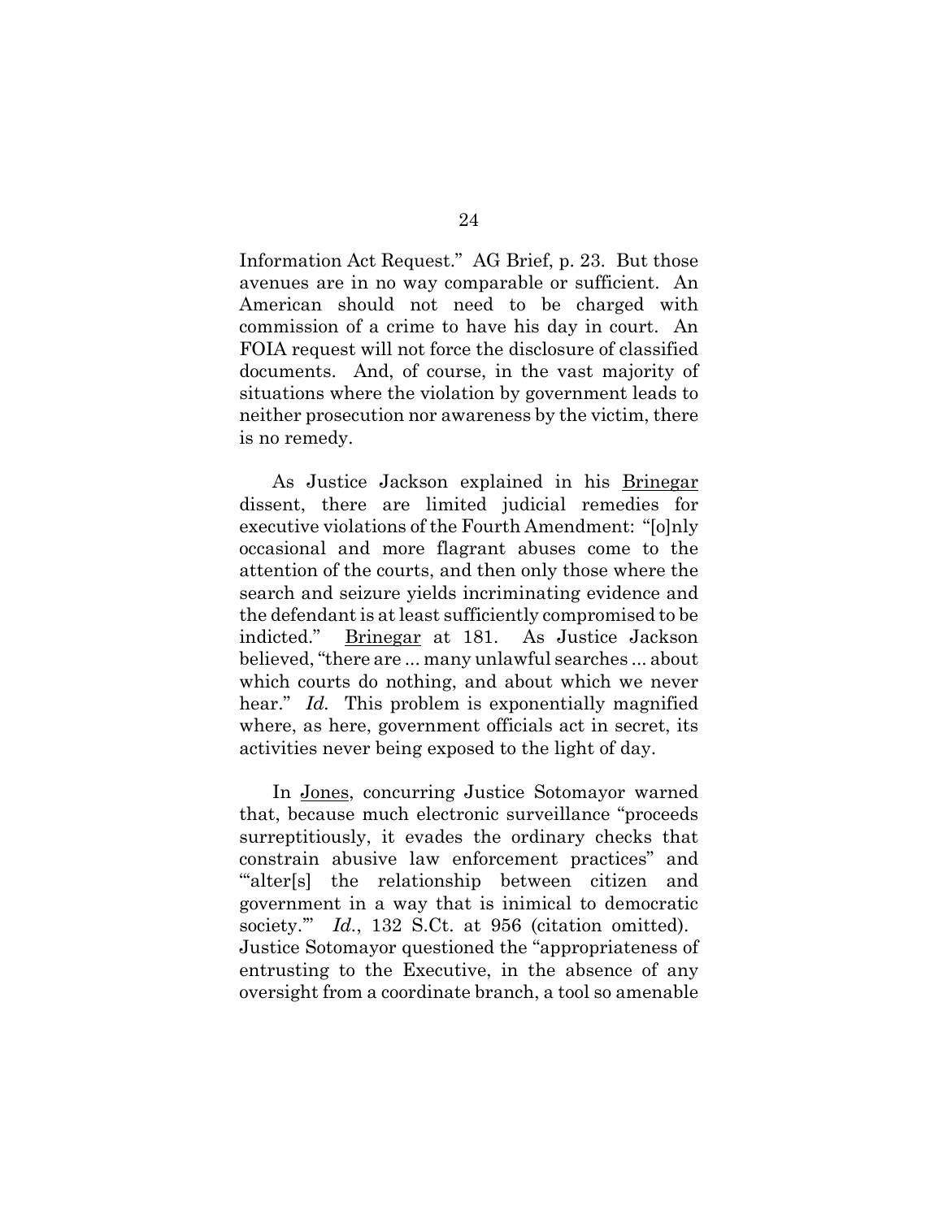Information Act Request." AG Brief, p. 23. But those avenues are in no way comparable or sufficient. An American should not need to be charged with commission of a crime to have his day in court. An FOIA request will not force the disclosure of classified documents. And, of course, in the vast majority of situations where the violation by government leads to neither prosecution nor awareness by the victim, there is no remedy.

As Justice Jackson explained in his Brinegar dissent, there are limited judicial remedies for executive violations of the Fourth Amendment: "[o]nly occasional and more flagrant abuses come to the attention of the courts, and then only those where the search and seizure yields incriminating evidence and the defendant is at least sufficiently compromised to be indicted." Brinegar at 181. As Justice Jackson believed, "there are ... many unlawful searches ... about which courts do nothing, and about which we never hear." *Id.* This problem is exponentially magnified where, as here, government officials act in secret, its activities never being exposed to the light of day.

In Jones, concurring Justice Sotomayor warned that, because much electronic surveillance "proceeds surreptitiously, it evades the ordinary checks that constrain abusive law enforcement practices" and "'alter[s] the relationship between citizen and government in a way that is inimical to democratic society.'" *Id.*, 132 S.Ct. at 956 (citation omitted). Justice Sotomayor questioned the "appropriateness of entrusting to the Executive, in the absence of any oversight from a coordinate branch, a tool so amenable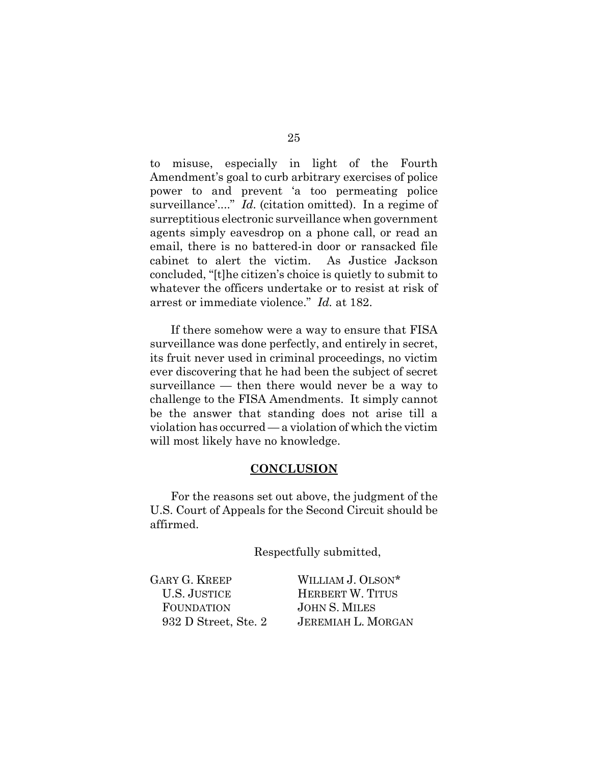to misuse, especially in light of the Fourth Amendment's goal to curb arbitrary exercises of police power to and prevent 'a too permeating police surveillance'...." *Id.* (citation omitted). In a regime of surreptitious electronic surveillance when government agents simply eavesdrop on a phone call, or read an email, there is no battered-in door or ransacked file cabinet to alert the victim. As Justice Jackson concluded, "[t]he citizen's choice is quietly to submit to whatever the officers undertake or to resist at risk of arrest or immediate violence." *Id.* at 182.

If there somehow were a way to ensure that FISA surveillance was done perfectly, and entirely in secret, its fruit never used in criminal proceedings, no victim ever discovering that he had been the subject of secret surveillance — then there would never be a way to challenge to the FISA Amendments. It simply cannot be the answer that standing does not arise till a violation has occurred — a violation of which the victim will most likely have no knowledge.

## CONCLUSION

For the reasons set out above, the judgment of the U.S. Court of Appeals for the Second Circuit should be affirmed.

Respectfully submitted,

GARY G. KREEP
U.S. JUSTICE FOUNDATION
932 D Street, Ste. 2

WILLIAM J. OLSON*
HERBERT W. TITUS
JOHN S. MILES
JEREMIAH L. MORGAN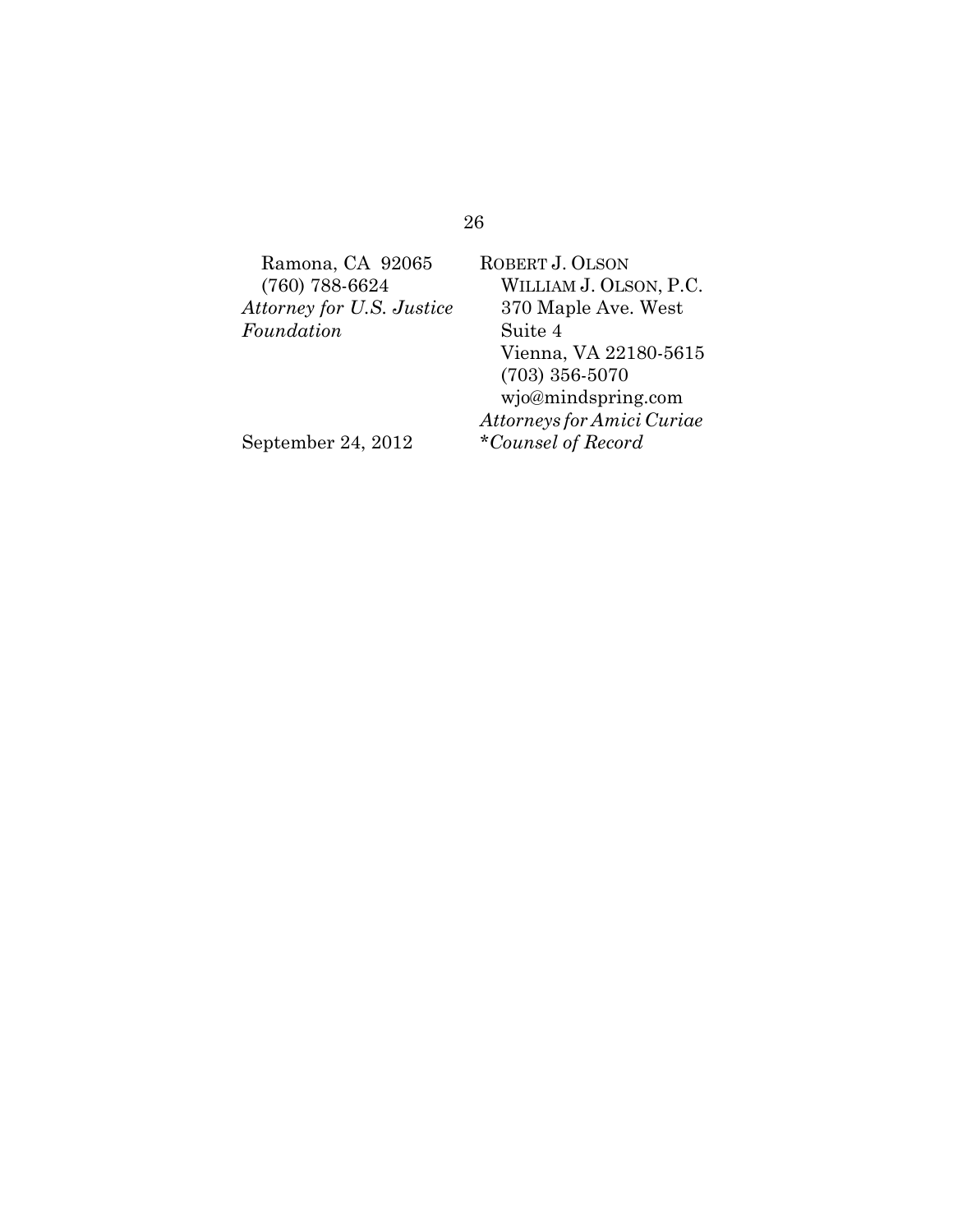Ramona, CA 92065
(760) 788-6624
*Attorney for U.S. Justice Foundation*

ROBERT J. OLSON
WILLIAM J. OLSON, P.C.
370 Maple Ave. West
Suite 4
Vienna, VA 22180-5615
(703) 356-5070
wjo@mindspring.com
*Attorneys for Amici Curiae*
*\*Counsel of Record*

September 24, 2012